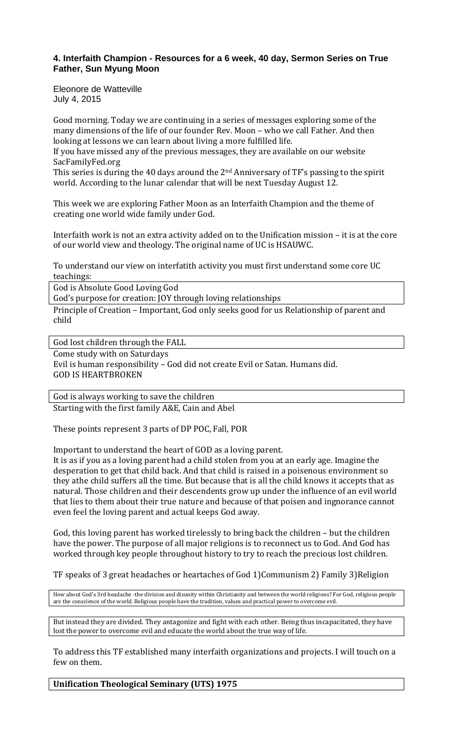### 4. Interfaith Champion - Resources for a 6 week, 40 day, Sermon Series on True Father, Sun Myung Moon

Eleonore de Watteville
July 4, 2015

Good morning. Today we are continuing in a series of messages exploring some of the many dimensions of the life of our founder Rev. Moon – who we call Father. And then looking at lessons we can learn about living a more fulfilled life.
If you have missed any of the previous messages, they are available on our website SacFamilyFed.org
This series is during the 40 days around the 2nd Anniversary of TF's passing to the spirit world. According to the lunar calendar that will be next Tuesday August 12.

This week we are exploring Father Moon as an Interfaith Champion and the theme of creating one world wide family under God.

Interfaith work is not an extra activity added on to the Unification mission – it is at the core of our world view and theology. The original name of UC is HSAUWC.

To understand our view on interfatith activity you must first understand some core UC teachings:

God is Absolute Good Loving God
God's purpose for creation: JOY through loving relationships
Principle of Creation – Important, God only seeks good for us Relationship of parent and child

God lost children through the FALL
Come study with on Saturdays
Evil is human responsibility – God did not create Evil or Satan. Humans did.
GOD IS HEARTBROKEN

God is always working to save the children
Starting with the first family A&E, Cain and Abel

These points represent 3 parts of DP POC, Fall, POR

Important to understand the heart of GOD as a loving parent.
It is as if you as a loving parent had a child stolen from you at an early age. Imagine the desperation to get that child back. And that child is raised in a poisenous environment so they athe child suffers all the time. But because that is all the child knows it accepts that as natural. Those children and their descendents grow up under the influence of an evil world that lies to them about their true nature and because of that poisen and ingnorance cannot even feel the loving parent and actual keeps God away.

God, this loving parent has worked tirelessly to bring back the children – but the children have the power. The purpose of all major religions is to reconnect us to God. And God has worked through key people throughout history to try to reach the precious lost children.

TF speaks of 3 great headaches or heartaches of God 1)Communism 2) Family 3)Religion

How about God's 3rd headache -the division and disunity within Christianity and between the world religions? For God, religious people are the conscience of the world. Religious people have the tradition, values and practical power to overcome evil.

But instead they are divided. They antagonize and fight with each other. Being thus incapacitated, they have lost the power to overcome evil and educate the world about the true way of life.

To address this TF established many interfaith organizations and projects. I will touch on a few on them.

**Unification Theological Seminary (UTS) 1975**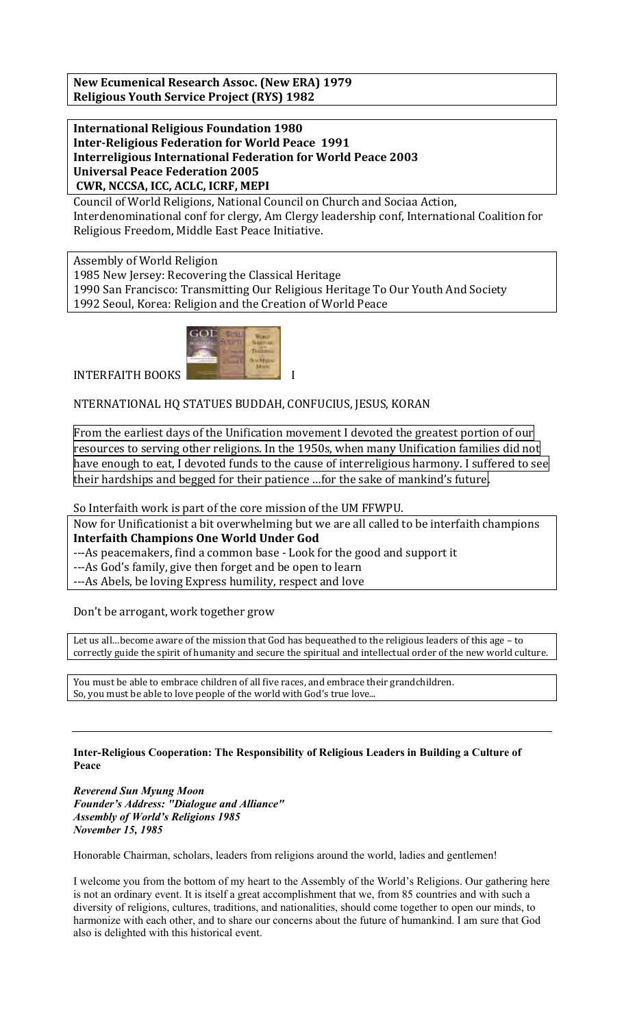**New Ecumenical Research Assoc. (New ERA) 1979**
**Religious Youth Service Project (RYS) 1982**

**International Religious Foundation 1980**
**Inter-Religious Federation for World Peace 1991**
**Interreligious International Federation for World Peace 2003**
**Universal Peace Federation 2005**
**CWR, NCCSA, ICC, ACLC, ICRF, MEPI**

Council of World Religions, National Council on Church and Sociaa Action, Interdenominational conf for clergy, Am Clergy leadership conf, International Coalition for Religious Freedom, Middle East Peace Initiative.

Assembly of World Religion
1985 New Jersey: Recovering the Classical Heritage
1990 San Francisco: Transmitting Our Religious Heritage To Our Youth And Society
1992 Seoul, Korea: Religion and the Creation of World Peace

INTERFAITH BOOKS I

NTERNATIONAL HQ STATUES BUDDAH, CONFUCIUS, JESUS, KORAN

From the earliest days of the Unification movement I devoted the greatest portion of our resources to serving other religions. In the 1950s, when many Unification families did not have enough to eat, I devoted funds to the cause of interreligious harmony. I suffered to see their hardships and begged for their patience …for the sake of mankind's future.

So Interfaith work is part of the core mission of the UM FFWPU.

Now for Unificationist a bit overwhelming but we are all called to be interfaith champions
**Interfaith Champions One World Under God**
---As peacemakers, find a common base - Look for the good and support it
---As God's family, give then forget and be open to learn
---As Abels, be loving Express humility, respect and love

Don't be arrogant, work together grow

Let us all…become aware of the mission that God has bequeathed to the religious leaders of this age – to correctly guide the spirit of humanity and secure the spiritual and intellectual order of the new world culture.

You must be able to embrace children of all five races, and embrace their grandchildren.
So, you must be able to love people of the world with God's true love...

---

**Inter-Religious Cooperation: The Responsibility of Religious Leaders in Building a Culture of Peace**

***Reverend Sun Myung Moon***
***Founder's Address: "Dialogue and Alliance"***
***Assembly of World's Religions 1985***
***November 15, 1985***

Honorable Chairman, scholars, leaders from religions around the world, ladies and gentlemen!

I welcome you from the bottom of my heart to the Assembly of the World's Religions. Our gathering here is not an ordinary event. It is itself a great accomplishment that we, from 85 countries and with such a diversity of religions, cultures, traditions, and nationalities, should come together to open our minds, to harmonize with each other, and to share our concerns about the future of humankind. I am sure that God also is delighted with this historical event.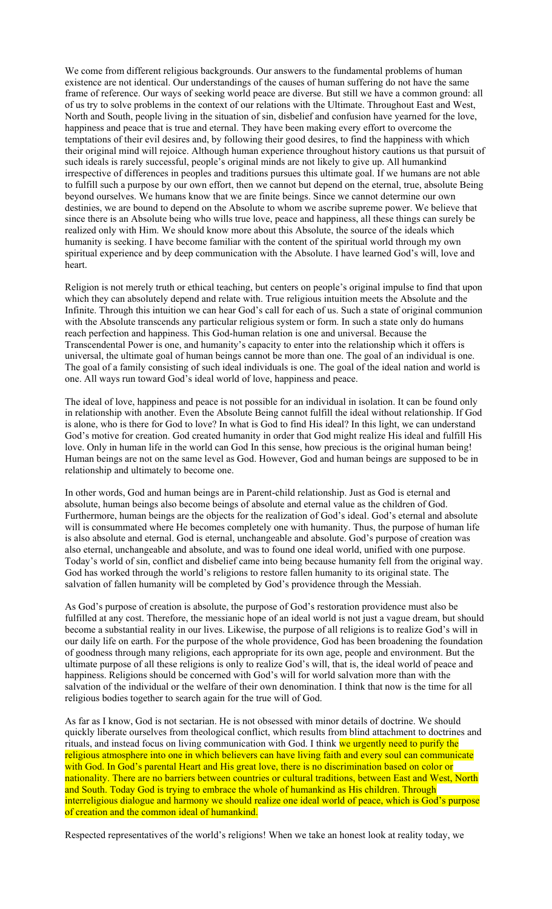We come from different religious backgrounds. Our answers to the fundamental problems of human existence are not identical. Our understandings of the causes of human suffering do not have the same frame of reference. Our ways of seeking world peace are diverse. But still we have a common ground: all of us try to solve problems in the context of our relations with the Ultimate. Throughout East and West, North and South, people living in the situation of sin, disbelief and confusion have yearned for the love, happiness and peace that is true and eternal. They have been making every effort to overcome the temptations of their evil desires and, by following their good desires, to find the happiness with which their original mind will rejoice. Although human experience throughout history cautions us that pursuit of such ideals is rarely successful, people's original minds are not likely to give up. All humankind irrespective of differences in peoples and traditions pursues this ultimate goal. If we humans are not able to fulfill such a purpose by our own effort, then we cannot but depend on the eternal, true, absolute Being beyond ourselves. We humans know that we are finite beings. Since we cannot determine our own destinies, we are bound to depend on the Absolute to whom we ascribe supreme power. We believe that since there is an Absolute being who wills true love, peace and happiness, all these things can surely be realized only with Him. We should know more about this Absolute, the source of the ideals which humanity is seeking. I have become familiar with the content of the spiritual world through my own spiritual experience and by deep communication with the Absolute. I have learned God's will, love and heart.

Religion is not merely truth or ethical teaching, but centers on people's original impulse to find that upon which they can absolutely depend and relate with. True religious intuition meets the Absolute and the Infinite. Through this intuition we can hear God's call for each of us. Such a state of original communion with the Absolute transcends any particular religious system or form. In such a state only do humans reach perfection and happiness. This God-human relation is one and universal. Because the Transcendental Power is one, and humanity's capacity to enter into the relationship which it offers is universal, the ultimate goal of human beings cannot be more than one. The goal of an individual is one. The goal of a family consisting of such ideal individuals is one. The goal of the ideal nation and world is one. All ways run toward God's ideal world of love, happiness and peace.

The ideal of love, happiness and peace is not possible for an individual in isolation. It can be found only in relationship with another. Even the Absolute Being cannot fulfill the ideal without relationship. If God is alone, who is there for God to love? In what is God to find His ideal? In this light, we can understand God's motive for creation. God created humanity in order that God might realize His ideal and fulfill His love. Only in human life in the world can God In this sense, how precious is the original human being! Human beings are not on the same level as God. However, God and human beings are supposed to be in relationship and ultimately to become one.

In other words, God and human beings are in Parent-child relationship. Just as God is eternal and absolute, human beings also become beings of absolute and eternal value as the children of God. Furthermore, human beings are the objects for the realization of God's ideal. God's eternal and absolute will is consummated where He becomes completely one with humanity. Thus, the purpose of human life is also absolute and eternal. God is eternal, unchangeable and absolute. God's purpose of creation was also eternal, unchangeable and absolute, and was to found one ideal world, unified with one purpose. Today's world of sin, conflict and disbelief came into being because humanity fell from the original way. God has worked through the world's religions to restore fallen humanity to its original state. The salvation of fallen humanity will be completed by God's providence through the Messiah.

As God's purpose of creation is absolute, the purpose of God's restoration providence must also be fulfilled at any cost. Therefore, the messianic hope of an ideal world is not just a vague dream, but should become a substantial reality in our lives. Likewise, the purpose of all religions is to realize God's will in our daily life on earth. For the purpose of the whole providence, God has been broadening the foundation of goodness through many religions, each appropriate for its own age, people and environment. But the ultimate purpose of all these religions is only to realize God's will, that is, the ideal world of peace and happiness. Religions should be concerned with God's will for world salvation more than with the salvation of the individual or the welfare of their own denomination. I think that now is the time for all religious bodies together to search again for the true will of God.

As far as I know, God is not sectarian. He is not obsessed with minor details of doctrine. We should quickly liberate ourselves from theological conflict, which results from blind attachment to doctrines and rituals, and instead focus on living communication with God. I think we urgently need to purify the religious atmosphere into one in which believers can have living faith and every soul can communicate with God. In God's parental Heart and His great love, there is no discrimination based on color or nationality. There are no barriers between countries or cultural traditions, between East and West, North and South. Today God is trying to embrace the whole of humankind as His children. Through interreligious dialogue and harmony we should realize one ideal world of peace, which is God's purpose of creation and the common ideal of humankind.

Respected representatives of the world's religions! When we take an honest look at reality today, we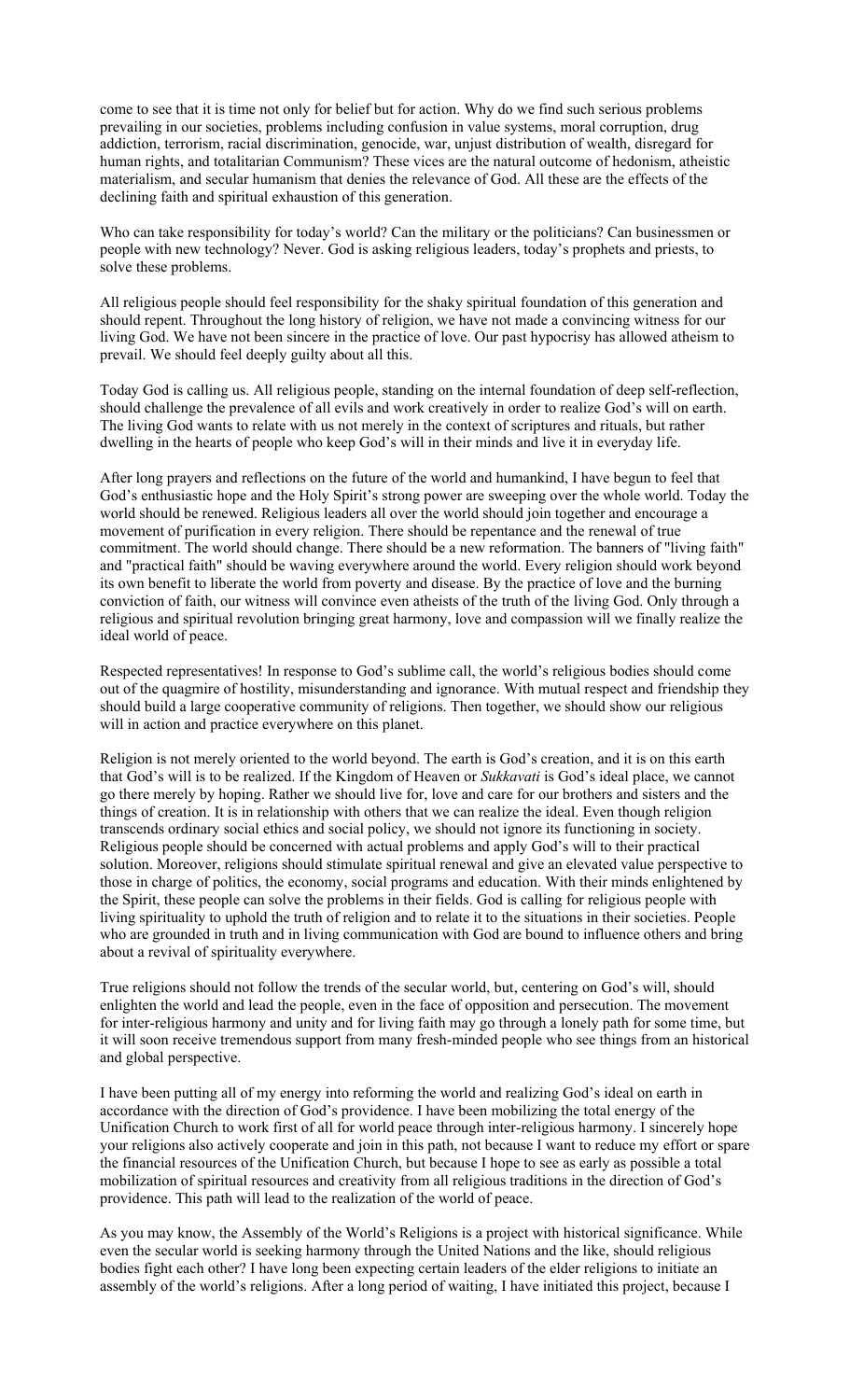come to see that it is time not only for belief but for action. Why do we find such serious problems prevailing in our societies, problems including confusion in value systems, moral corruption, drug addiction, terrorism, racial discrimination, genocide, war, unjust distribution of wealth, disregard for human rights, and totalitarian Communism? These vices are the natural outcome of hedonism, atheistic materialism, and secular humanism that denies the relevance of God. All these are the effects of the declining faith and spiritual exhaustion of this generation.

Who can take responsibility for today's world? Can the military or the politicians? Can businessmen or people with new technology? Never. God is asking religious leaders, today's prophets and priests, to solve these problems.

All religious people should feel responsibility for the shaky spiritual foundation of this generation and should repent. Throughout the long history of religion, we have not made a convincing witness for our living God. We have not been sincere in the practice of love. Our past hypocrisy has allowed atheism to prevail. We should feel deeply guilty about all this.

Today God is calling us. All religious people, standing on the internal foundation of deep self-reflection, should challenge the prevalence of all evils and work creatively in order to realize God's will on earth. The living God wants to relate with us not merely in the context of scriptures and rituals, but rather dwelling in the hearts of people who keep God's will in their minds and live it in everyday life.

After long prayers and reflections on the future of the world and humankind, I have begun to feel that God's enthusiastic hope and the Holy Spirit's strong power are sweeping over the whole world. Today the world should be renewed. Religious leaders all over the world should join together and encourage a movement of purification in every religion. There should be repentance and the renewal of true commitment. The world should change. There should be a new reformation. The banners of "living faith" and "practical faith" should be waving everywhere around the world. Every religion should work beyond its own benefit to liberate the world from poverty and disease. By the practice of love and the burning conviction of faith, our witness will convince even atheists of the truth of the living God. Only through a religious and spiritual revolution bringing great harmony, love and compassion will we finally realize the ideal world of peace.

Respected representatives! In response to God's sublime call, the world's religious bodies should come out of the quagmire of hostility, misunderstanding and ignorance. With mutual respect and friendship they should build a large cooperative community of religions. Then together, we should show our religious will in action and practice everywhere on this planet.

Religion is not merely oriented to the world beyond. The earth is God's creation, and it is on this earth that God's will is to be realized. If the Kingdom of Heaven or *Sukkavati* is God's ideal place, we cannot go there merely by hoping. Rather we should live for, love and care for our brothers and sisters and the things of creation. It is in relationship with others that we can realize the ideal. Even though religion transcends ordinary social ethics and social policy, we should not ignore its functioning in society. Religious people should be concerned with actual problems and apply God's will to their practical solution. Moreover, religions should stimulate spiritual renewal and give an elevated value perspective to those in charge of politics, the economy, social programs and education. With their minds enlightened by the Spirit, these people can solve the problems in their fields. God is calling for religious people with living spirituality to uphold the truth of religion and to relate it to the situations in their societies. People who are grounded in truth and in living communication with God are bound to influence others and bring about a revival of spirituality everywhere.

True religions should not follow the trends of the secular world, but, centering on God's will, should enlighten the world and lead the people, even in the face of opposition and persecution. The movement for inter-religious harmony and unity and for living faith may go through a lonely path for some time, but it will soon receive tremendous support from many fresh-minded people who see things from an historical and global perspective.

I have been putting all of my energy into reforming the world and realizing God's ideal on earth in accordance with the direction of God's providence. I have been mobilizing the total energy of the Unification Church to work first of all for world peace through inter-religious harmony. I sincerely hope your religions also actively cooperate and join in this path, not because I want to reduce my effort or spare the financial resources of the Unification Church, but because I hope to see as early as possible a total mobilization of spiritual resources and creativity from all religious traditions in the direction of God's providence. This path will lead to the realization of the world of peace.

As you may know, the Assembly of the World's Religions is a project with historical significance. While even the secular world is seeking harmony through the United Nations and the like, should religious bodies fight each other? I have long been expecting certain leaders of the elder religions to initiate an assembly of the world's religions. After a long period of waiting, I have initiated this project, because I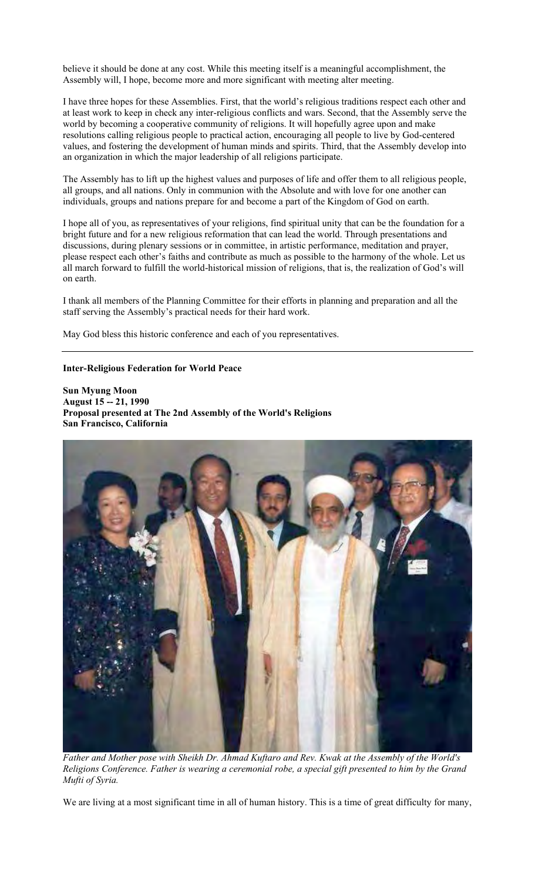believe it should be done at any cost. While this meeting itself is a meaningful accomplishment, the Assembly will, I hope, become more and more significant with meeting alter meeting.

I have three hopes for these Assemblies. First, that the world's religious traditions respect each other and at least work to keep in check any inter-religious conflicts and wars. Second, that the Assembly serve the world by becoming a cooperative community of religions. It will hopefully agree upon and make resolutions calling religious people to practical action, encouraging all people to live by God-centered values, and fostering the development of human minds and spirits. Third, that the Assembly develop into an organization in which the major leadership of all religions participate.

The Assembly has to lift up the highest values and purposes of life and offer them to all religious people, all groups, and all nations. Only in communion with the Absolute and with love for one another can individuals, groups and nations prepare for and become a part of the Kingdom of God on earth.

I hope all of you, as representatives of your religions, find spiritual unity that can be the foundation for a bright future and for a new religious reformation that can lead the world. Through presentations and discussions, during plenary sessions or in committee, in artistic performance, meditation and prayer, please respect each other's faiths and contribute as much as possible to the harmony of the whole. Let us all march forward to fulfill the world-historical mission of religions, that is, the realization of God's will on earth.

I thank all members of the Planning Committee for their efforts in planning and preparation and all the staff serving the Assembly's practical needs for their hard work.

May God bless this historic conference and each of you representatives.

---

**Inter-Religious Federation for World Peace**

**Sun Myung Moon**
**August 15 -- 21, 1990**
**Proposal presented at The 2nd Assembly of the World's Religions**
**San Francisco, California**

*Father and Mother pose with Sheikh Dr. Ahmad Kuftaro and Rev. Kwak at the Assembly of the World's Religions Conference. Father is wearing a ceremonial robe, a special gift presented to him by the Grand Mufti of Syria.*

We are living at a most significant time in all of human history. This is a time of great difficulty for many,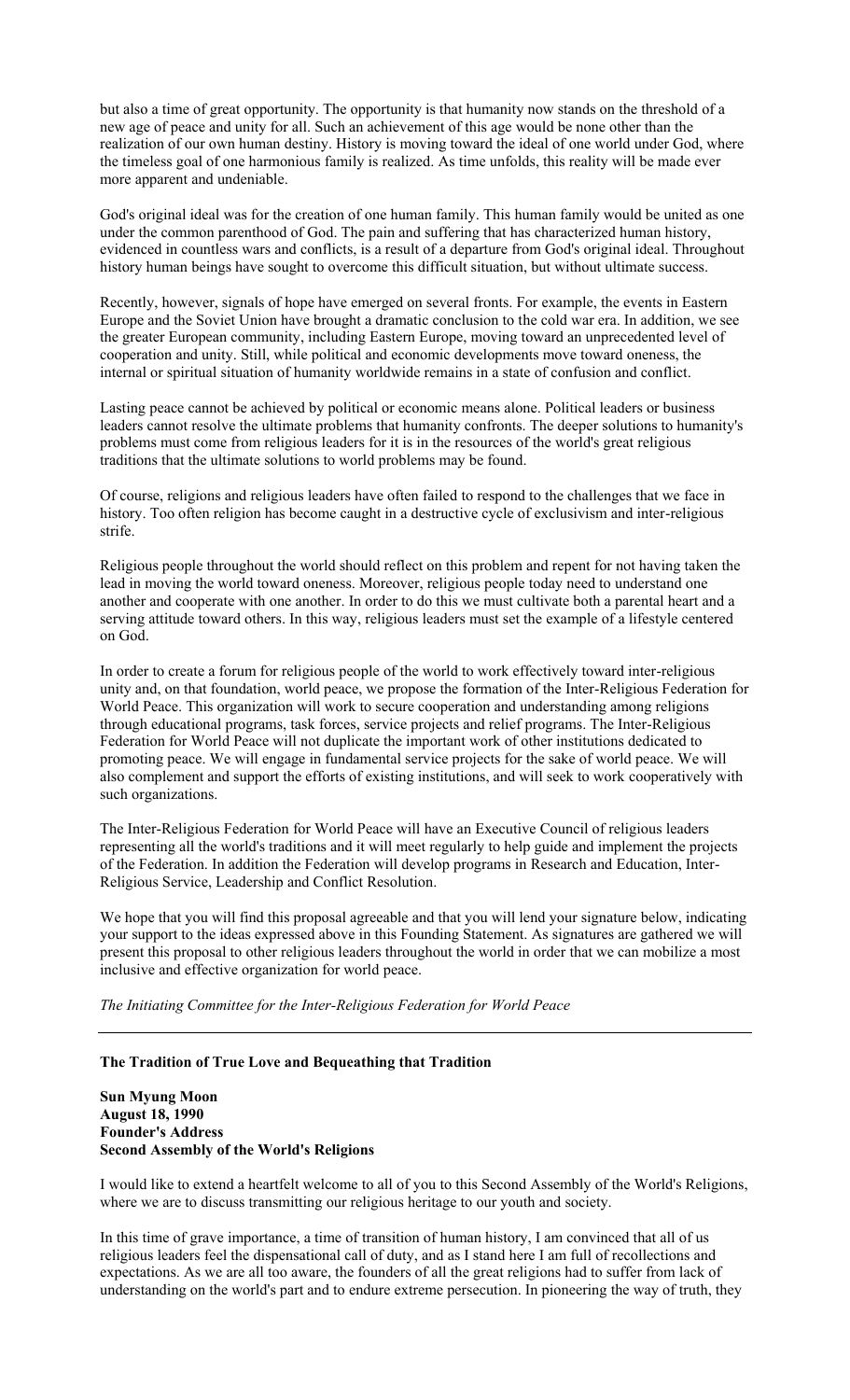but also a time of great opportunity. The opportunity is that humanity now stands on the threshold of a new age of peace and unity for all. Such an achievement of this age would be none other than the realization of our own human destiny. History is moving toward the ideal of one world under God, where the timeless goal of one harmonious human family is realized. As time unfolds, this reality will be made ever more apparent and undeniable.

God's original ideal was for the creation of one human family. This human family would be united as one under the common parenthood of God. The pain and suffering that has characterized human history, evidenced in countless wars and conflicts, is a result of a departure from God's original ideal. Throughout history human beings have sought to overcome this difficult situation, but without ultimate success.

Recently, however, signals of hope have emerged on several fronts. For example, the events in Eastern Europe and the Soviet Union have brought a dramatic conclusion to the cold war era. In addition, we see the greater European community, including Eastern Europe, moving toward an unprecedented level of cooperation and unity. Still, while political and economic developments move toward oneness, the internal or spiritual situation of humanity worldwide remains in a state of confusion and conflict.

Lasting peace cannot be achieved by political or economic means alone. Political leaders or business leaders cannot resolve the ultimate problems that humanity confronts. The deeper solutions to humanity's problems must come from religious leaders for it is in the resources of the world's great religious traditions that the ultimate solutions to world problems may be found.

Of course, religions and religious leaders have often failed to respond to the challenges that we face in history. Too often religion has become caught in a destructive cycle of exclusivism and inter-religious strife.

Religious people throughout the world should reflect on this problem and repent for not having taken the lead in moving the world toward oneness. Moreover, religious people today need to understand one another and cooperate with one another. In order to do this we must cultivate both a parental heart and a serving attitude toward others. In this way, religious leaders must set the example of a lifestyle centered on God.

In order to create a forum for religious people of the world to work effectively toward inter-religious unity and, on that foundation, world peace, we propose the formation of the Inter-Religious Federation for World Peace. This organization will work to secure cooperation and understanding among religions through educational programs, task forces, service projects and relief programs. The Inter-Religious Federation for World Peace will not duplicate the important work of other institutions dedicated to promoting peace. We will engage in fundamental service projects for the sake of world peace. We will also complement and support the efforts of existing institutions, and will seek to work cooperatively with such organizations.

The Inter-Religious Federation for World Peace will have an Executive Council of religious leaders representing all the world's traditions and it will meet regularly to help guide and implement the projects of the Federation. In addition the Federation will develop programs in Research and Education, Inter-Religious Service, Leadership and Conflict Resolution.

We hope that you will find this proposal agreeable and that you will lend your signature below, indicating your support to the ideas expressed above in this Founding Statement. As signatures are gathered we will present this proposal to other religious leaders throughout the world in order that we can mobilize a most inclusive and effective organization for world peace.

*The Initiating Committee for the Inter-Religious Federation for World Peace*

---

**The Tradition of True Love and Bequeathing that Tradition**

**Sun Myung Moon**
**August 18, 1990**
**Founder's Address**
**Second Assembly of the World's Religions**

I would like to extend a heartfelt welcome to all of you to this Second Assembly of the World's Religions, where we are to discuss transmitting our religious heritage to our youth and society.

In this time of grave importance, a time of transition of human history, I am convinced that all of us religious leaders feel the dispensational call of duty, and as I stand here I am full of recollections and expectations. As we are all too aware, the founders of all the great religions had to suffer from lack of understanding on the world's part and to endure extreme persecution. In pioneering the way of truth, they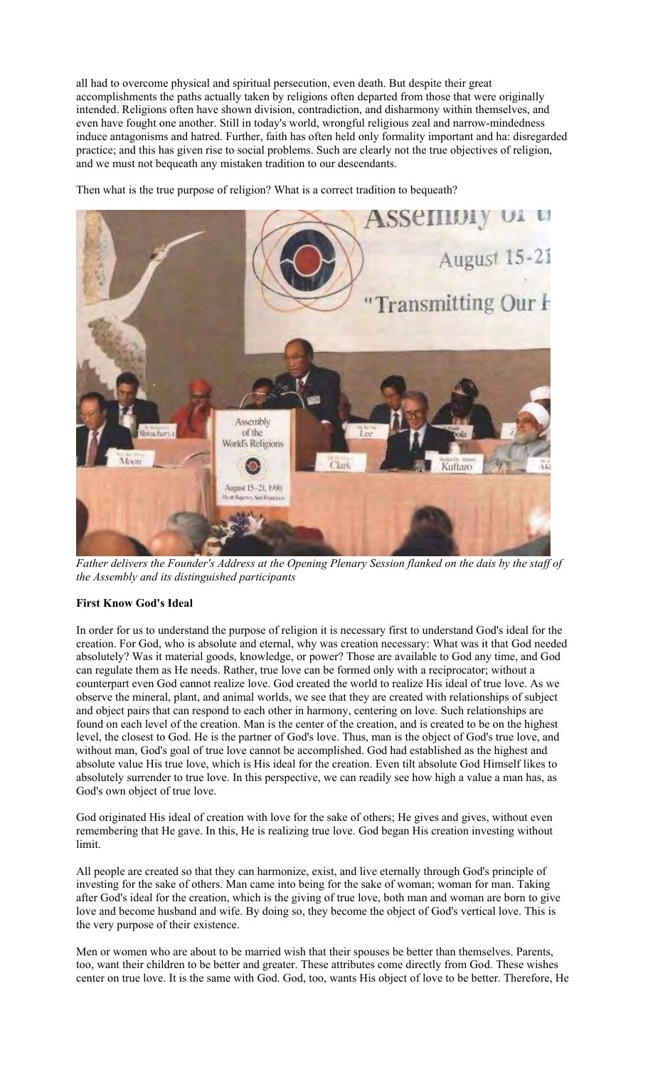all had to overcome physical and spiritual persecution, even death. But despite their great accomplishments the paths actually taken by religions often departed from those that were originally intended. Religions often have shown division, contradiction, and disharmony within themselves, and even have fought one another. Still in today's world, wrongful religious zeal and narrow-mindedness induce antagonisms and hatred. Further, faith has often held only formality important and ha: disregarded practice; and this has given rise to social problems. Such are clearly not the true objectives of religion, and we must not bequeath any mistaken tradition to our descendants.

Then what is the true purpose of religion? What is a correct tradition to bequeath?

*Father delivers the Founder's Address at the Opening Plenary Session flanked on the dais by the staff of the Assembly and its distinguished participants*

**First Know God's Ideal**

In order for us to understand the purpose of religion it is necessary first to understand God's ideal for the creation. For God, who is absolute and eternal, why was creation necessary: What was it that God needed absolutely? Was it material goods, knowledge, or power? Those are available to God any time, and God can regulate them as He needs. Rather, true love can be formed only with a reciprocator; without a counterpart even God cannot realize love. God created the world to realize His ideal of true love. As we observe the mineral, plant, and animal worlds, we see that they are created with relationships of subject and object pairs that can respond to each other in harmony, centering on love. Such relationships are found on each level of the creation. Man is the center of the creation, and is created to be on the highest level, the closest to God. He is the partner of God's love. Thus, man is the object of God's true love, and without man, God's goal of true love cannot be accomplished. God had established as the highest and absolute value His true love, which is His ideal for the creation. Even tilt absolute God Himself likes to absolutely surrender to true love. In this perspective, we can readily see how high a value a man has, as God's own object of true love.

God originated His ideal of creation with love for the sake of others; He gives and gives, without even remembering that He gave. In this, He is realizing true love. God began His creation investing without limit.

All people are created so that they can harmonize, exist, and live eternally through God's principle of investing for the sake of others. Man came into being for the sake of woman; woman for man. Taking after God's ideal for the creation, which is the giving of true love, both man and woman are born to give love and become husband and wife. By doing so, they become the object of God's vertical love. This is the very purpose of their existence.

Men or women who are about to be married wish that their spouses be better than themselves. Parents, too, want their children to be better and greater. These attributes come directly from God. These wishes center on true love. It is the same with God. God, too, wants His object of love to be better. Therefore, He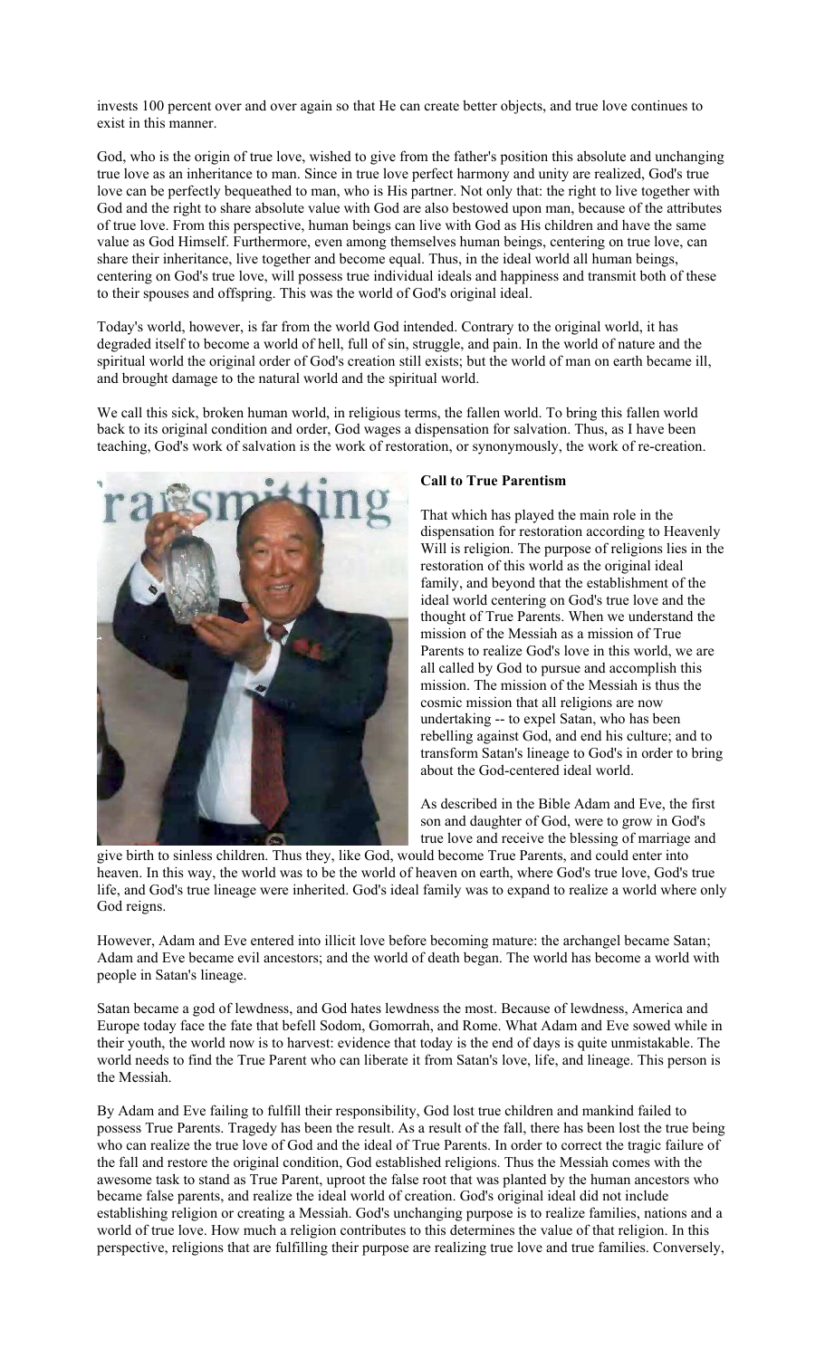invests 100 percent over and over again so that He can create better objects, and true love continues to exist in this manner.

God, who is the origin of true love, wished to give from the father's position this absolute and unchanging true love as an inheritance to man. Since in true love perfect harmony and unity are realized, God's true love can be perfectly bequeathed to man, who is His partner. Not only that: the right to live together with God and the right to share absolute value with God are also bestowed upon man, because of the attributes of true love. From this perspective, human beings can live with God as His children and have the same value as God Himself. Furthermore, even among themselves human beings, centering on true love, can share their inheritance, live together and become equal. Thus, in the ideal world all human beings, centering on God's true love, will possess true individual ideals and happiness and transmit both of these to their spouses and offspring. This was the world of God's original ideal.

Today's world, however, is far from the world God intended. Contrary to the original world, it has degraded itself to become a world of hell, full of sin, struggle, and pain. In the world of nature and the spiritual world the original order of God's creation still exists; but the world of man on earth became ill, and brought damage to the natural world and the spiritual world.

We call this sick, broken human world, in religious terms, the fallen world. To bring this fallen world back to its original condition and order, God wages a dispensation for salvation. Thus, as I have been teaching, God's work of salvation is the work of restoration, or synonymously, the work of re-creation.

**Call to True Parentism**

That which has played the main role in the dispensation for restoration according to Heavenly Will is religion. The purpose of religions lies in the restoration of this world as the original ideal family, and beyond that the establishment of the ideal world centering on God's true love and the thought of True Parents. When we understand the mission of the Messiah as a mission of True Parents to realize God's love in this world, we are all called by God to pursue and accomplish this mission. The mission of the Messiah is thus the cosmic mission that all religions are now undertaking -- to expel Satan, who has been rebelling against God, and end his culture; and to transform Satan's lineage to God's in order to bring about the God-centered ideal world.

As described in the Bible Adam and Eve, the first son and daughter of God, were to grow in God's true love and receive the blessing of marriage and give birth to sinless children. Thus they, like God, would become True Parents, and could enter into heaven. In this way, the world was to be the world of heaven on earth, where God's true love, God's true life, and God's true lineage were inherited. God's ideal family was to expand to realize a world where only God reigns.

However, Adam and Eve entered into illicit love before becoming mature: the archangel became Satan; Adam and Eve became evil ancestors; and the world of death began. The world has become a world with people in Satan's lineage.

Satan became a god of lewdness, and God hates lewdness the most. Because of lewdness, America and Europe today face the fate that befell Sodom, Gomorrah, and Rome. What Adam and Eve sowed while in their youth, the world now is to harvest: evidence that today is the end of days is quite unmistakable. The world needs to find the True Parent who can liberate it from Satan's love, life, and lineage. This person is the Messiah.

By Adam and Eve failing to fulfill their responsibility, God lost true children and mankind failed to possess True Parents. Tragedy has been the result. As a result of the fall, there has been lost the true being who can realize the true love of God and the ideal of True Parents. In order to correct the tragic failure of the fall and restore the original condition, God established religions. Thus the Messiah comes with the awesome task to stand as True Parent, uproot the false root that was planted by the human ancestors who became false parents, and realize the ideal world of creation. God's original ideal did not include establishing religion or creating a Messiah. God's unchanging purpose is to realize families, nations and a world of true love. How much a religion contributes to this determines the value of that religion. In this perspective, religions that are fulfilling their purpose are realizing true love and true families. Conversely,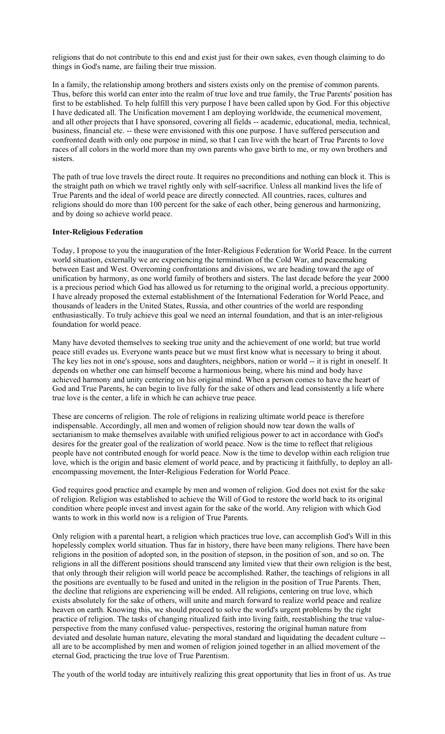religions that do not contribute to this end and exist just for their own sakes, even though claiming to do things in God's name, are failing their true mission.

In a family, the relationship among brothers and sisters exists only on the premise of common parents. Thus, before this world can enter into the realm of true love and true family, the True Parents' position has first to be established. To help fulfill this very purpose I have been called upon by God. For this objective I have dedicated all. The Unification movement I am deploying worldwide, the ecumenical movement, and all other projects that I have sponsored, covering all fields -- academic, educational, media, technical, business, financial etc. -- these were envisioned with this one purpose. I have suffered persecution and confronted death with only one purpose in mind, so that I can live with the heart of True Parents to love races of all colors in the world more than my own parents who gave birth to me, or my own brothers and sisters.

The path of true love travels the direct route. It requires no preconditions and nothing can block it. This is the straight path on which we travel rightly only with self-sacrifice. Unless all mankind lives the life of True Parents and the ideal of world peace are directly connected. All countries, races, cultures and religions should do more than 100 percent for the sake of each other, being generous and harmonizing, and by doing so achieve world peace.

**Inter-Religious Federation**

Today, I propose to you the inauguration of the Inter-Religious Federation for World Peace. In the current world situation, externally we are experiencing the termination of the Cold War, and peacemaking between East and West. Overcoming confrontations and divisions, we are heading toward the age of unification by harmony, as one world family of brothers and sisters. The last decade before the year 2000 is a precious period which God has allowed us for returning to the original world, a precious opportunity. I have already proposed the external establishment of the International Federation for World Peace, and thousands of leaders in the United States, Russia, and other countries of the world are responding enthusiastically. To truly achieve this goal we need an internal foundation, and that is an inter-religious foundation for world peace.

Many have devoted themselves to seeking true unity and the achievement of one world; but true world peace still evades us. Everyone wants peace but we must first know what is necessary to bring it about. The key lies not in one's spouse, sons and daughters, neighbors, nation or world -- it is right in oneself. It depends on whether one can himself become a harmonious being, where his mind and body have achieved harmony and unity centering on his original mind. When a person comes to have the heart of God and True Parents, he can begin to live fully for the sake of others and lead consistently a life where true love is the center, a life in which he can achieve true peace.

These are concerns of religion. The role of religions in realizing ultimate world peace is therefore indispensable. Accordingly, all men and women of religion should now tear down the walls of sectarianism to make themselves available with unified religious power to act in accordance with God's desires for the greater goal of the realization of world peace. Now is the time to reflect that religious people have not contributed enough for world peace. Now is the time to develop within each religion true love, which is the origin and basic element of world peace, and by practicing it faithfully, to deploy an all-encompassing movement, the Inter-Religious Federation for World Peace.

God requires good practice and example by men and women of religion. God does not exist for the sake of religion. Religion was established to achieve the Will of God to restore the world back to its original condition where people invest and invest again for the sake of the world. Any religion with which God wants to work in this world now is a religion of True Parents.

Only religion with a parental heart, a religion which practices true love, can accomplish God's Will in this hopelessly complex world situation. Thus far in history, there have been many religions. There have been religions in the position of adopted son, in the position of stepson, in the position of son, and so on. The religions in all the different positions should transcend any limited view that their own religion is the best, that only through their religion will world peace be accomplished. Rather, the teachings of religions in all the positions are eventually to be fused and united in the religion in the position of True Parents. Then, the decline that religions are experiencing will be ended. All religions, centering on true love, which exists absolutely for the sake of others, will unite and march forward to realize world peace and realize heaven on earth. Knowing this, we should proceed to solve the world's urgent problems by the right practice of religion. The tasks of changing ritualized faith into living faith, reestablishing the true value-perspective from the many confused value- perspectives, restoring the original human nature from deviated and desolate human nature, elevating the moral standard and liquidating the decadent culture -- all are to be accomplished by men and women of religion joined together in an allied movement of the eternal God, practicing the true love of True Parentism.

The youth of the world today are intuitively realizing this great opportunity that lies in front of us. As true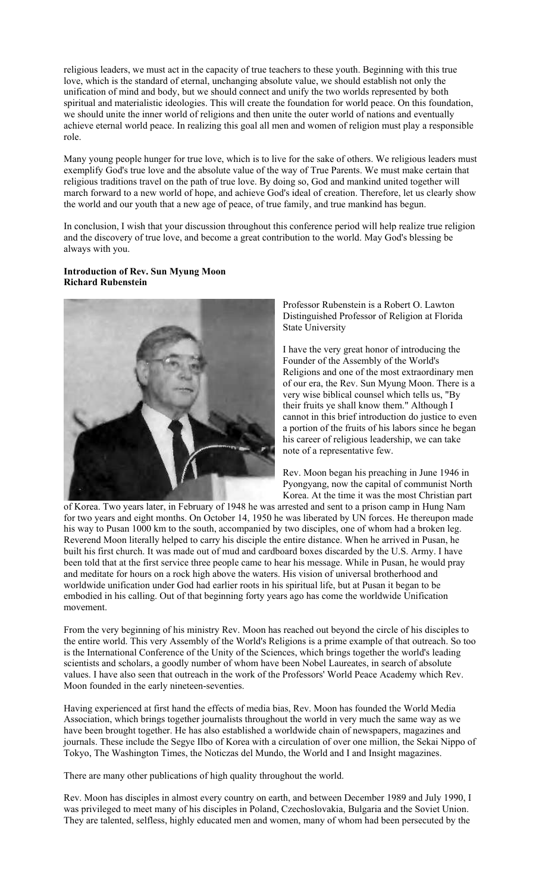religious leaders, we must act in the capacity of true teachers to these youth. Beginning with this true love, which is the standard of eternal, unchanging absolute value, we should establish not only the unification of mind and body, but we should connect and unify the two worlds represented by both spiritual and materialistic ideologies. This will create the foundation for world peace. On this foundation, we should unite the inner world of religions and then unite the outer world of nations and eventually achieve eternal world peace. In realizing this goal all men and women of religion must play a responsible role.

Many young people hunger for true love, which is to live for the sake of others. We religious leaders must exemplify God's true love and the absolute value of the way of True Parents. We must make certain that religious traditions travel on the path of true love. By doing so, God and mankind united together will march forward to a new world of hope, and achieve God's ideal of creation. Therefore, let us clearly show the world and our youth that a new age of peace, of true family, and true mankind has begun.

In conclusion, I wish that your discussion throughout this conference period will help realize true religion and the discovery of true love, and become a great contribution to the world. May God's blessing be always with you.

**Introduction of Rev. Sun Myung Moon**
**Richard Rubenstein**

Professor Rubenstein is a Robert O. Lawton Distinguished Professor of Religion at Florida State University

I have the very great honor of introducing the Founder of the Assembly of the World's Religions and one of the most extraordinary men of our era, the Rev. Sun Myung Moon. There is a very wise biblical counsel which tells us, "By their fruits ye shall know them." Although I cannot in this brief introduction do justice to even a portion of the fruits of his labors since he began his career of religious leadership, we can take note of a representative few.

Rev. Moon began his preaching in June 1946 in Pyongyang, now the capital of communist North Korea. At the time it was the most Christian part of Korea. Two years later, in February of 1948 he was arrested and sent to a prison camp in Hung Nam for two years and eight months. On October 14, 1950 he was liberated by UN forces. He thereupon made his way to Pusan 1000 km to the south, accompanied by two disciples, one of whom had a broken leg. Reverend Moon literally helped to carry his disciple the entire distance. When he arrived in Pusan, he built his first church. It was made out of mud and cardboard boxes discarded by the U.S. Army. I have been told that at the first service three people came to hear his message. While in Pusan, he would pray and meditate for hours on a rock high above the waters. His vision of universal brotherhood and worldwide unification under God had earlier roots in his spiritual life, but at Pusan it began to be embodied in his calling. Out of that beginning forty years ago has come the worldwide Unification movement.

From the very beginning of his ministry Rev. Moon has reached out beyond the circle of his disciples to the entire world. This very Assembly of the World's Religions is a prime example of that outreach. So too is the International Conference of the Unity of the Sciences, which brings together the world's leading scientists and scholars, a goodly number of whom have been Nobel Laureates, in search of absolute values. I have also seen that outreach in the work of the Professors' World Peace Academy which Rev. Moon founded in the early nineteen-seventies.

Having experienced at first hand the effects of media bias, Rev. Moon has founded the World Media Association, which brings together journalists throughout the world in very much the same way as we have been brought together. He has also established a worldwide chain of newspapers, magazines and journals. These include the Segye Ilbo of Korea with a circulation of over one million, the Sekai Nippo of Tokyo, The Washington Times, the Noticzas del Mundo, the World and I and Insight magazines.

There are many other publications of high quality throughout the world.

Rev. Moon has disciples in almost every country on earth, and between December 1989 and July 1990, I was privileged to meet many of his disciples in Poland, Czechoslovakia, Bulgaria and the Soviet Union. They are talented, selfless, highly educated men and women, many of whom had been persecuted by the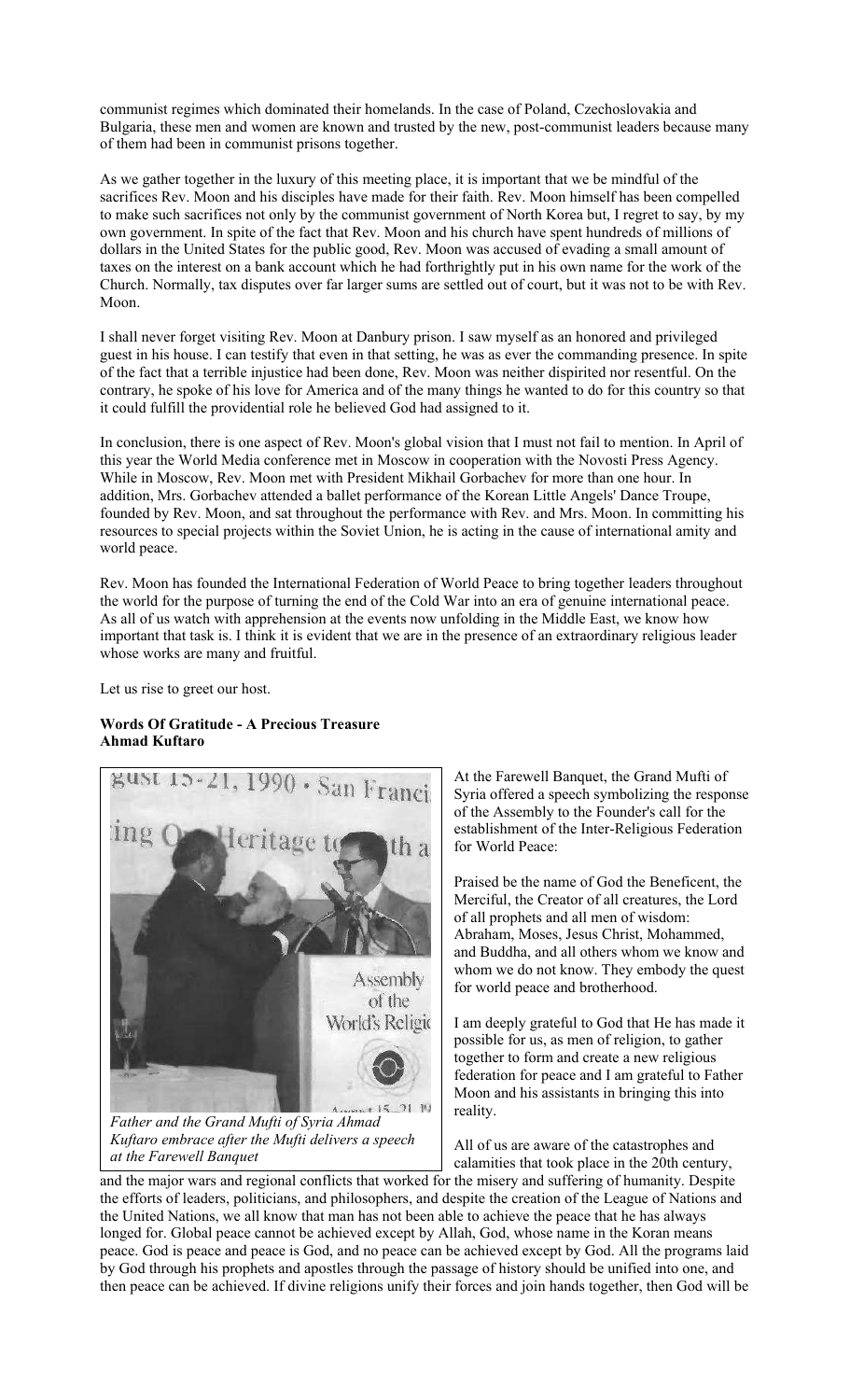communist regimes which dominated their homelands. In the case of Poland, Czechoslovakia and Bulgaria, these men and women are known and trusted by the new, post-communist leaders because many of them had been in communist prisons together.

As we gather together in the luxury of this meeting place, it is important that we be mindful of the sacrifices Rev. Moon and his disciples have made for their faith. Rev. Moon himself has been compelled to make such sacrifices not only by the communist government of North Korea but, I regret to say, by my own government. In spite of the fact that Rev. Moon and his church have spent hundreds of millions of dollars in the United States for the public good, Rev. Moon was accused of evading a small amount of taxes on the interest on a bank account which he had forthrightly put in his own name for the work of the Church. Normally, tax disputes over far larger sums are settled out of court, but it was not to be with Rev. Moon.

I shall never forget visiting Rev. Moon at Danbury prison. I saw myself as an honored and privileged guest in his house. I can testify that even in that setting, he was as ever the commanding presence. In spite of the fact that a terrible injustice had been done, Rev. Moon was neither dispirited nor resentful. On the contrary, he spoke of his love for America and of the many things he wanted to do for this country so that it could fulfill the providential role he believed God had assigned to it.

In conclusion, there is one aspect of Rev. Moon's global vision that I must not fail to mention. In April of this year the World Media conference met in Moscow in cooperation with the Novosti Press Agency. While in Moscow, Rev. Moon met with President Mikhail Gorbachev for more than one hour. In addition, Mrs. Gorbachev attended a ballet performance of the Korean Little Angels' Dance Troupe, founded by Rev. Moon, and sat throughout the performance with Rev. and Mrs. Moon. In committing his resources to special projects within the Soviet Union, he is acting in the cause of international amity and world peace.

Rev. Moon has founded the International Federation of World Peace to bring together leaders throughout the world for the purpose of turning the end of the Cold War into an era of genuine international peace. As all of us watch with apprehension at the events now unfolding in the Middle East, we know how important that task is. I think it is evident that we are in the presence of an extraordinary religious leader whose works are many and fruitful.

Let us rise to greet our host.

**Words Of Gratitude - A Precious Treasure**
**Ahmad Kuftaro**

*Father and the Grand Mufti of Syria Ahmad Kuftaro embrace after the Mufti delivers a speech at the Farewell Banquet*

At the Farewell Banquet, the Grand Mufti of Syria offered a speech symbolizing the response of the Assembly to the Founder's call for the establishment of the Inter-Religious Federation for World Peace:

Praised be the name of God the Beneficent, the Merciful, the Creator of all creatures, the Lord of all prophets and all men of wisdom: Abraham, Moses, Jesus Christ, Mohammed, and Buddha, and all others whom we know and whom we do not know. They embody the quest for world peace and brotherhood.

I am deeply grateful to God that He has made it possible for us, as men of religion, to gather together to form and create a new religious federation for peace and I am grateful to Father Moon and his assistants in bringing this into reality.

All of us are aware of the catastrophes and calamities that took place in the 20th century, and the major wars and regional conflicts that worked for the misery and suffering of humanity. Despite the efforts of leaders, politicians, and philosophers, and despite the creation of the League of Nations and the United Nations, we all know that man has not been able to achieve the peace that he has always longed for. Global peace cannot be achieved except by Allah, God, whose name in the Koran means peace. God is peace and peace is God, and no peace can be achieved except by God. All the programs laid by God through his prophets and apostles through the passage of history should be unified into one, and then peace can be achieved. If divine religions unify their forces and join hands together, then God will be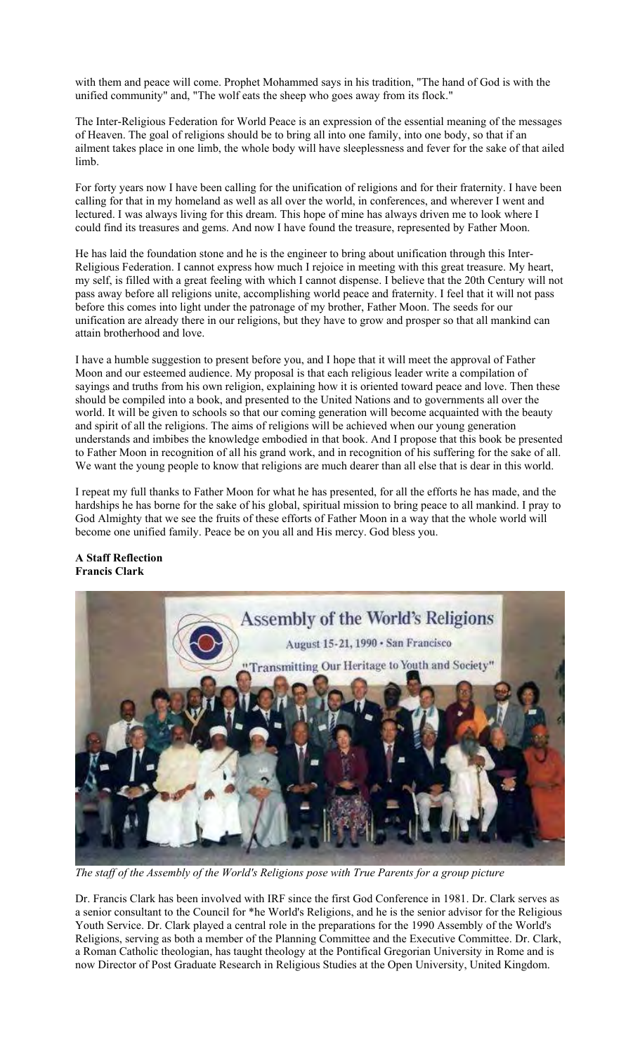with them and peace will come. Prophet Mohammed says in his tradition, "The hand of God is with the unified community" and, "The wolf eats the sheep who goes away from its flock."

The Inter-Religious Federation for World Peace is an expression of the essential meaning of the messages of Heaven. The goal of religions should be to bring all into one family, into one body, so that if an ailment takes place in one limb, the whole body will have sleeplessness and fever for the sake of that ailed limb.

For forty years now I have been calling for the unification of religions and for their fraternity. I have been calling for that in my homeland as well as all over the world, in conferences, and wherever I went and lectured. I was always living for this dream. This hope of mine has always driven me to look where I could find its treasures and gems. And now I have found the treasure, represented by Father Moon.

He has laid the foundation stone and he is the engineer to bring about unification through this Inter-Religious Federation. I cannot express how much I rejoice in meeting with this great treasure. My heart, my self, is filled with a great feeling with which I cannot dispense. I believe that the 20th Century will not pass away before all religions unite, accomplishing world peace and fraternity. I feel that it will not pass before this comes into light under the patronage of my brother, Father Moon. The seeds for our unification are already there in our religions, but they have to grow and prosper so that all mankind can attain brotherhood and love.

I have a humble suggestion to present before you, and I hope that it will meet the approval of Father Moon and our esteemed audience. My proposal is that each religious leader write a compilation of sayings and truths from his own religion, explaining how it is oriented toward peace and love. Then these should be compiled into a book, and presented to the United Nations and to governments all over the world. It will be given to schools so that our coming generation will become acquainted with the beauty and spirit of all the religions. The aims of religions will be achieved when our young generation understands and imbibes the knowledge embodied in that book. And I propose that this book be presented to Father Moon in recognition of all his grand work, and in recognition of his suffering for the sake of all. We want the young people to know that religions are much dearer than all else that is dear in this world.

I repeat my full thanks to Father Moon for what he has presented, for all the efforts he has made, and the hardships he has borne for the sake of his global, spiritual mission to bring peace to all mankind. I pray to God Almighty that we see the fruits of these efforts of Father Moon in a way that the whole world will become one unified family. Peace be on you all and His mercy. God bless you.

**A Staff Reflection**
**Francis Clark**

*The staff of the Assembly of the World's Religions pose with True Parents for a group picture*

Dr. Francis Clark has been involved with IRF since the first God Conference in 1981. Dr. Clark serves as a senior consultant to the Council for *he World's Religions, and he is the senior advisor for the Religious Youth Service. Dr. Clark played a central role in the preparations for the 1990 Assembly of the World's Religions, serving as both a member of the Planning Committee and the Executive Committee. Dr. Clark, a Roman Catholic theologian, has taught theology at the Pontifical Gregorian University in Rome and is now Director of Post Graduate Research in Religious Studies at the Open University, United Kingdom.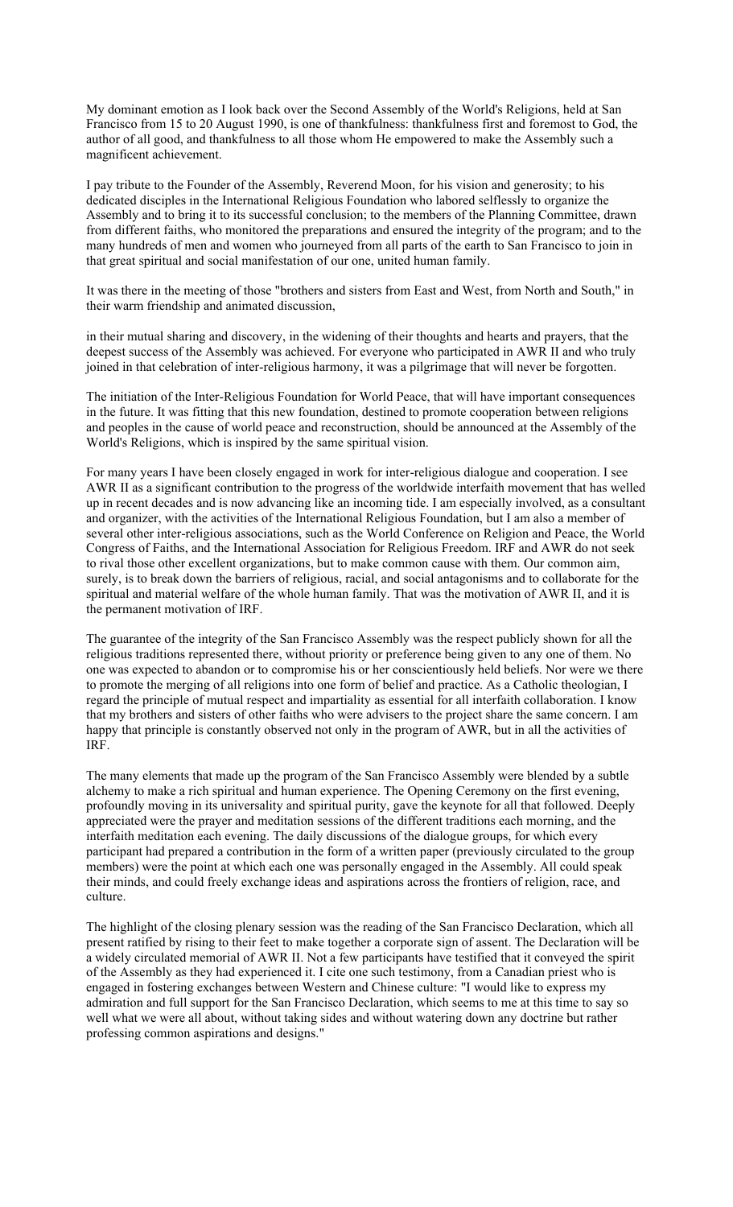My dominant emotion as I look back over the Second Assembly of the World's Religions, held at San Francisco from 15 to 20 August 1990, is one of thankfulness: thankfulness first and foremost to God, the author of all good, and thankfulness to all those whom He empowered to make the Assembly such a magnificent achievement.

I pay tribute to the Founder of the Assembly, Reverend Moon, for his vision and generosity; to his dedicated disciples in the International Religious Foundation who labored selflessly to organize the Assembly and to bring it to its successful conclusion; to the members of the Planning Committee, drawn from different faiths, who monitored the preparations and ensured the integrity of the program; and to the many hundreds of men and women who journeyed from all parts of the earth to San Francisco to join in that great spiritual and social manifestation of our one, united human family.

It was there in the meeting of those "brothers and sisters from East and West, from North and South," in their warm friendship and animated discussion,

in their mutual sharing and discovery, in the widening of their thoughts and hearts and prayers, that the deepest success of the Assembly was achieved. For everyone who participated in AWR II and who truly joined in that celebration of inter-religious harmony, it was a pilgrimage that will never be forgotten.

The initiation of the Inter-Religious Foundation for World Peace, that will have important consequences in the future. It was fitting that this new foundation, destined to promote cooperation between religions and peoples in the cause of world peace and reconstruction, should be announced at the Assembly of the World's Religions, which is inspired by the same spiritual vision.

For many years I have been closely engaged in work for inter-religious dialogue and cooperation. I see AWR II as a significant contribution to the progress of the worldwide interfaith movement that has welled up in recent decades and is now advancing like an incoming tide. I am especially involved, as a consultant and organizer, with the activities of the International Religious Foundation, but I am also a member of several other inter-religious associations, such as the World Conference on Religion and Peace, the World Congress of Faiths, and the International Association for Religious Freedom. IRF and AWR do not seek to rival those other excellent organizations, but to make common cause with them. Our common aim, surely, is to break down the barriers of religious, racial, and social antagonisms and to collaborate for the spiritual and material welfare of the whole human family. That was the motivation of AWR II, and it is the permanent motivation of IRF.

The guarantee of the integrity of the San Francisco Assembly was the respect publicly shown for all the religious traditions represented there, without priority or preference being given to any one of them. No one was expected to abandon or to compromise his or her conscientiously held beliefs. Nor were we there to promote the merging of all religions into one form of belief and practice. As a Catholic theologian, I regard the principle of mutual respect and impartiality as essential for all interfaith collaboration. I know that my brothers and sisters of other faiths who were advisers to the project share the same concern. I am happy that principle is constantly observed not only in the program of AWR, but in all the activities of IRF.

The many elements that made up the program of the San Francisco Assembly were blended by a subtle alchemy to make a rich spiritual and human experience. The Opening Ceremony on the first evening, profoundly moving in its universality and spiritual purity, gave the keynote for all that followed. Deeply appreciated were the prayer and meditation sessions of the different traditions each morning, and the interfaith meditation each evening. The daily discussions of the dialogue groups, for which every participant had prepared a contribution in the form of a written paper (previously circulated to the group members) were the point at which each one was personally engaged in the Assembly. All could speak their minds, and could freely exchange ideas and aspirations across the frontiers of religion, race, and culture.

The highlight of the closing plenary session was the reading of the San Francisco Declaration, which all present ratified by rising to their feet to make together a corporate sign of assent. The Declaration will be a widely circulated memorial of AWR II. Not a few participants have testified that it conveyed the spirit of the Assembly as they had experienced it. I cite one such testimony, from a Canadian priest who is engaged in fostering exchanges between Western and Chinese culture: "I would like to express my admiration and full support for the San Francisco Declaration, which seems to me at this time to say so well what we were all about, without taking sides and without watering down any doctrine but rather professing common aspirations and designs."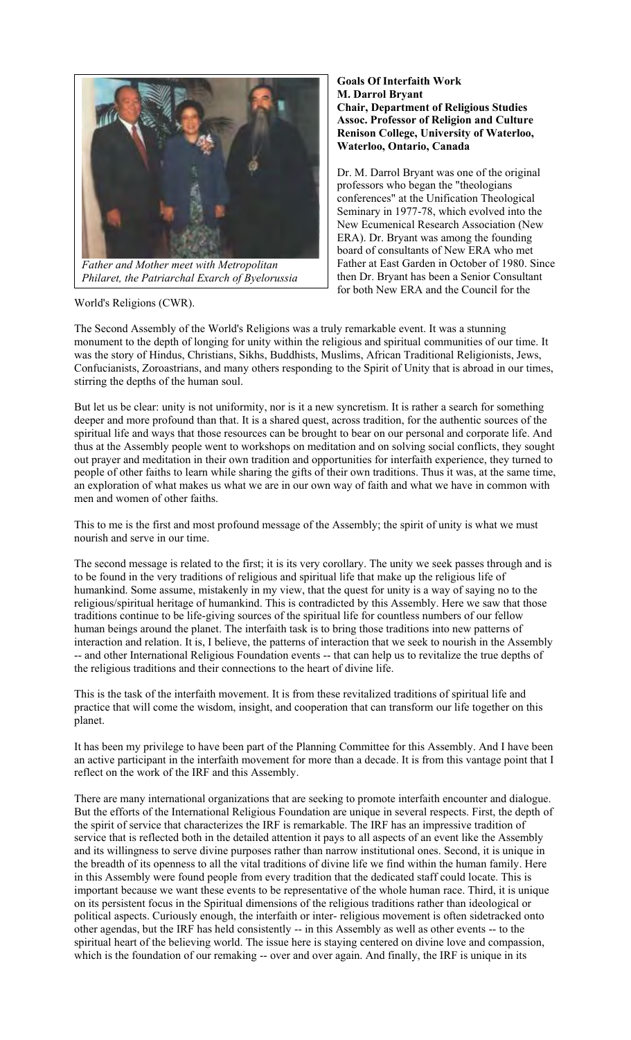*Father and Mother meet with Metropolitan Philaret, the Patriarchal Exarch of Byelorussia*

**Goals Of Interfaith Work**
**M. Darrol Bryant**
**Chair, Department of Religious Studies**
**Assoc. Professor of Religion and Culture**
**Renison College, University of Waterloo, Waterloo, Ontario, Canada**

Dr. M. Darrol Bryant was one of the original professors who began the "theologians conferences" at the Unification Theological Seminary in 1977-78, which evolved into the New Ecumenical Research Association (New ERA). Dr. Bryant was among the founding board of consultants of New ERA who met Father at East Garden in October of 1980. Since then Dr. Bryant has been a Senior Consultant for both New ERA and the Council for the World's Religions (CWR).

The Second Assembly of the World's Religions was a truly remarkable event. It was a stunning monument to the depth of longing for unity within the religious and spiritual communities of our time. It was the story of Hindus, Christians, Sikhs, Buddhists, Muslims, African Traditional Religionists, Jews, Confucianists, Zoroastrians, and many others responding to the Spirit of Unity that is abroad in our times, stirring the depths of the human soul.

But let us be clear: unity is not uniformity, nor is it a new syncretism. It is rather a search for something deeper and more profound than that. It is a shared quest, across tradition, for the authentic sources of the spiritual life and ways that those resources can be brought to bear on our personal and corporate life. And thus at the Assembly people went to workshops on meditation and on solving social conflicts, they sought out prayer and meditation in their own tradition and opportunities for interfaith experience, they turned to people of other faiths to learn while sharing the gifts of their own traditions. Thus it was, at the same time, an exploration of what makes us what we are in our own way of faith and what we have in common with men and women of other faiths.

This to me is the first and most profound message of the Assembly; the spirit of unity is what we must nourish and serve in our time.

The second message is related to the first; it is its very corollary. The unity we seek passes through and is to be found in the very traditions of religious and spiritual life that make up the religious life of humankind. Some assume, mistakenly in my view, that the quest for unity is a way of saying no to the religious/spiritual heritage of humankind. This is contradicted by this Assembly. Here we saw that those traditions continue to be life-giving sources of the spiritual life for countless numbers of our fellow human beings around the planet. The interfaith task is to bring those traditions into new patterns of interaction and relation. It is, I believe, the patterns of interaction that we seek to nourish in the Assembly -- and other International Religious Foundation events -- that can help us to revitalize the true depths of the religious traditions and their connections to the heart of divine life.

This is the task of the interfaith movement. It is from these revitalized traditions of spiritual life and practice that will come the wisdom, insight, and cooperation that can transform our life together on this planet.

It has been my privilege to have been part of the Planning Committee for this Assembly. And I have been an active participant in the interfaith movement for more than a decade. It is from this vantage point that I reflect on the work of the IRF and this Assembly.

There are many international organizations that are seeking to promote interfaith encounter and dialogue. But the efforts of the International Religious Foundation are unique in several respects. First, the depth of the spirit of service that characterizes the IRF is remarkable. The IRF has an impressive tradition of service that is reflected both in the detailed attention it pays to all aspects of an event like the Assembly and its willingness to serve divine purposes rather than narrow institutional ones. Second, it is unique in the breadth of its openness to all the vital traditions of divine life we find within the human family. Here in this Assembly were found people from every tradition that the dedicated staff could locate. This is important because we want these events to be representative of the whole human race. Third, it is unique on its persistent focus in the Spiritual dimensions of the religious traditions rather than ideological or political aspects. Curiously enough, the interfaith or inter- religious movement is often sidetracked onto other agendas, but the IRF has held consistently -- in this Assembly as well as other events -- to the spiritual heart of the believing world. The issue here is staying centered on divine love and compassion, which is the foundation of our remaking -- over and over again. And finally, the IRF is unique in its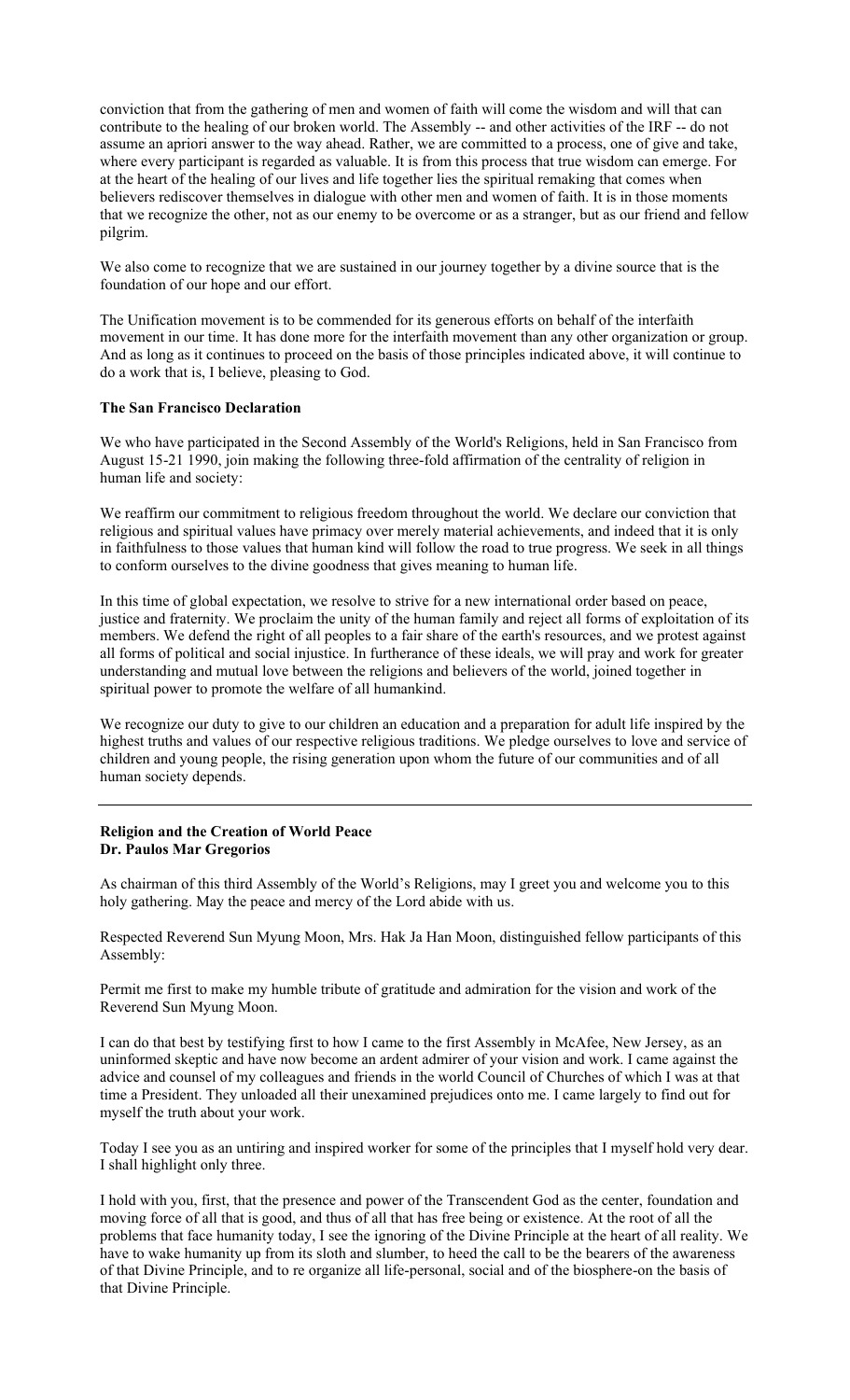conviction that from the gathering of men and women of faith will come the wisdom and will that can contribute to the healing of our broken world. The Assembly -- and other activities of the IRF -- do not assume an apriori answer to the way ahead. Rather, we are committed to a process, one of give and take, where every participant is regarded as valuable. It is from this process that true wisdom can emerge. For at the heart of the healing of our lives and life together lies the spiritual remaking that comes when believers rediscover themselves in dialogue with other men and women of faith. It is in those moments that we recognize the other, not as our enemy to be overcome or as a stranger, but as our friend and fellow pilgrim.

We also come to recognize that we are sustained in our journey together by a divine source that is the foundation of our hope and our effort.

The Unification movement is to be commended for its generous efforts on behalf of the interfaith movement in our time. It has done more for the interfaith movement than any other organization or group. And as long as it continues to proceed on the basis of those principles indicated above, it will continue to do a work that is, I believe, pleasing to God.

**The San Francisco Declaration**

We who have participated in the Second Assembly of the World's Religions, held in San Francisco from August 15-21 1990, join making the following three-fold affirmation of the centrality of religion in human life and society:

We reaffirm our commitment to religious freedom throughout the world. We declare our conviction that religious and spiritual values have primacy over merely material achievements, and indeed that it is only in faithfulness to those values that human kind will follow the road to true progress. We seek in all things to conform ourselves to the divine goodness that gives meaning to human life.

In this time of global expectation, we resolve to strive for a new international order based on peace, justice and fraternity. We proclaim the unity of the human family and reject all forms of exploitation of its members. We defend the right of all peoples to a fair share of the earth's resources, and we protest against all forms of political and social injustice. In furtherance of these ideals, we will pray and work for greater understanding and mutual love between the religions and believers of the world, joined together in spiritual power to promote the welfare of all humankind.

We recognize our duty to give to our children an education and a preparation for adult life inspired by the highest truths and values of our respective religious traditions. We pledge ourselves to love and service of children and young people, the rising generation upon whom the future of our communities and of all human society depends.

---

**Religion and the Creation of World Peace**
**Dr. Paulos Mar Gregorios**

As chairman of this third Assembly of the World's Religions, may I greet you and welcome you to this holy gathering. May the peace and mercy of the Lord abide with us.

Respected Reverend Sun Myung Moon, Mrs. Hak Ja Han Moon, distinguished fellow participants of this Assembly:

Permit me first to make my humble tribute of gratitude and admiration for the vision and work of the Reverend Sun Myung Moon.

I can do that best by testifying first to how I came to the first Assembly in McAfee, New Jersey, as an uninformed skeptic and have now become an ardent admirer of your vision and work. I came against the advice and counsel of my colleagues and friends in the world Council of Churches of which I was at that time a President. They unloaded all their unexamined prejudices onto me. I came largely to find out for myself the truth about your work.

Today I see you as an untiring and inspired worker for some of the principles that I myself hold very dear. I shall highlight only three.

I hold with you, first, that the presence and power of the Transcendent God as the center, foundation and moving force of all that is good, and thus of all that has free being or existence. At the root of all the problems that face humanity today, I see the ignoring of the Divine Principle at the heart of all reality. We have to wake humanity up from its sloth and slumber, to heed the call to be the bearers of the awareness of that Divine Principle, and to re organize all life-personal, social and of the biosphere-on the basis of that Divine Principle.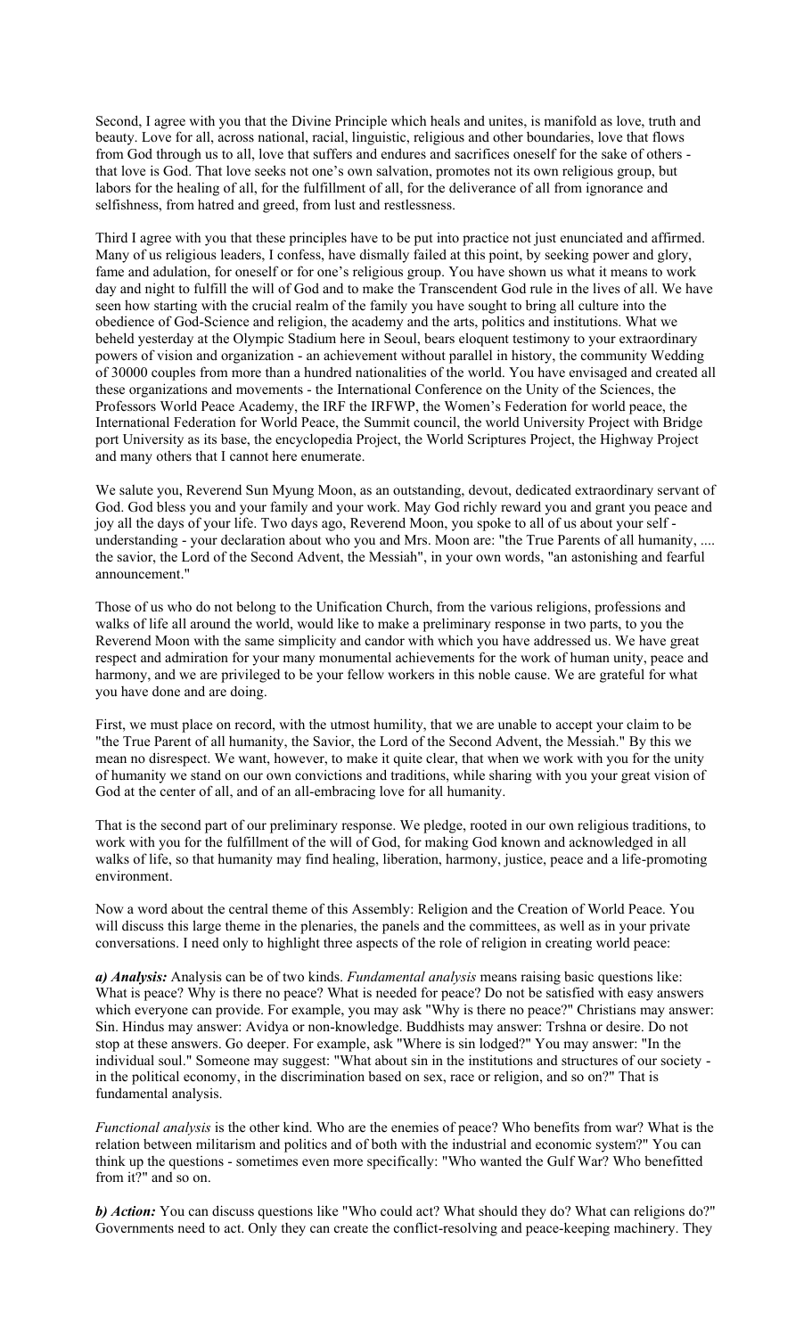Second, I agree with you that the Divine Principle which heals and unites, is manifold as love, truth and beauty. Love for all, across national, racial, linguistic, religious and other boundaries, love that flows from God through us to all, love that suffers and endures and sacrifices oneself for the sake of others - that love is God. That love seeks not one's own salvation, promotes not its own religious group, but labors for the healing of all, for the fulfillment of all, for the deliverance of all from ignorance and selfishness, from hatred and greed, from lust and restlessness.

Third I agree with you that these principles have to be put into practice not just enunciated and affirmed. Many of us religious leaders, I confess, have dismally failed at this point, by seeking power and glory, fame and adulation, for oneself or for one's religious group. You have shown us what it means to work day and night to fulfill the will of God and to make the Transcendent God rule in the lives of all. We have seen how starting with the crucial realm of the family you have sought to bring all culture into the obedience of God-Science and religion, the academy and the arts, politics and institutions. What we beheld yesterday at the Olympic Stadium here in Seoul, bears eloquent testimony to your extraordinary powers of vision and organization - an achievement without parallel in history, the community Wedding of 30000 couples from more than a hundred nationalities of the world. You have envisaged and created all these organizations and movements - the International Conference on the Unity of the Sciences, the Professors World Peace Academy, the IRF the IRFWP, the Women's Federation for world peace, the International Federation for World Peace, the Summit council, the world University Project with Bridge port University as its base, the encyclopedia Project, the World Scriptures Project, the Highway Project and many others that I cannot here enumerate.

We salute you, Reverend Sun Myung Moon, as an outstanding, devout, dedicated extraordinary servant of God. God bless you and your family and your work. May God richly reward you and grant you peace and joy all the days of your life. Two days ago, Reverend Moon, you spoke to all of us about your self - understanding - your declaration about who you and Mrs. Moon are: "the True Parents of all humanity, .... the savior, the Lord of the Second Advent, the Messiah", in your own words, "an astonishing and fearful announcement."

Those of us who do not belong to the Unification Church, from the various religions, professions and walks of life all around the world, would like to make a preliminary response in two parts, to you the Reverend Moon with the same simplicity and candor with which you have addressed us. We have great respect and admiration for your many monumental achievements for the work of human unity, peace and harmony, and we are privileged to be your fellow workers in this noble cause. We are grateful for what you have done and are doing.

First, we must place on record, with the utmost humility, that we are unable to accept your claim to be "the True Parent of all humanity, the Savior, the Lord of the Second Advent, the Messiah." By this we mean no disrespect. We want, however, to make it quite clear, that when we work with you for the unity of humanity we stand on our own convictions and traditions, while sharing with you your great vision of God at the center of all, and of an all-embracing love for all humanity.

That is the second part of our preliminary response. We pledge, rooted in our own religious traditions, to work with you for the fulfillment of the will of God, for making God known and acknowledged in all walks of life, so that humanity may find healing, liberation, harmony, justice, peace and a life-promoting environment.

Now a word about the central theme of this Assembly: Religion and the Creation of World Peace. You will discuss this large theme in the plenaries, the panels and the committees, as well as in your private conversations. I need only to highlight three aspects of the role of religion in creating world peace:

***a) Analysis:*** Analysis can be of two kinds. *Fundamental analysis* means raising basic questions like: What is peace? Why is there no peace? What is needed for peace? Do not be satisfied with easy answers which everyone can provide. For example, you may ask "Why is there no peace?" Christians may answer: Sin. Hindus may answer: Avidya or non-knowledge. Buddhists may answer: Trshna or desire. Do not stop at these answers. Go deeper. For example, ask "Where is sin lodged?" You may answer: "In the individual soul." Someone may suggest: "What about sin in the institutions and structures of our society - in the political economy, in the discrimination based on sex, race or religion, and so on?" That is fundamental analysis.

*Functional analysis* is the other kind. Who are the enemies of peace? Who benefits from war? What is the relation between militarism and politics and of both with the industrial and economic system?" You can think up the questions - sometimes even more specifically: "Who wanted the Gulf War? Who benefitted from it?" and so on.

***b) Action:*** You can discuss questions like "Who could act? What should they do? What can religions do?" Governments need to act. Only they can create the conflict-resolving and peace-keeping machinery. They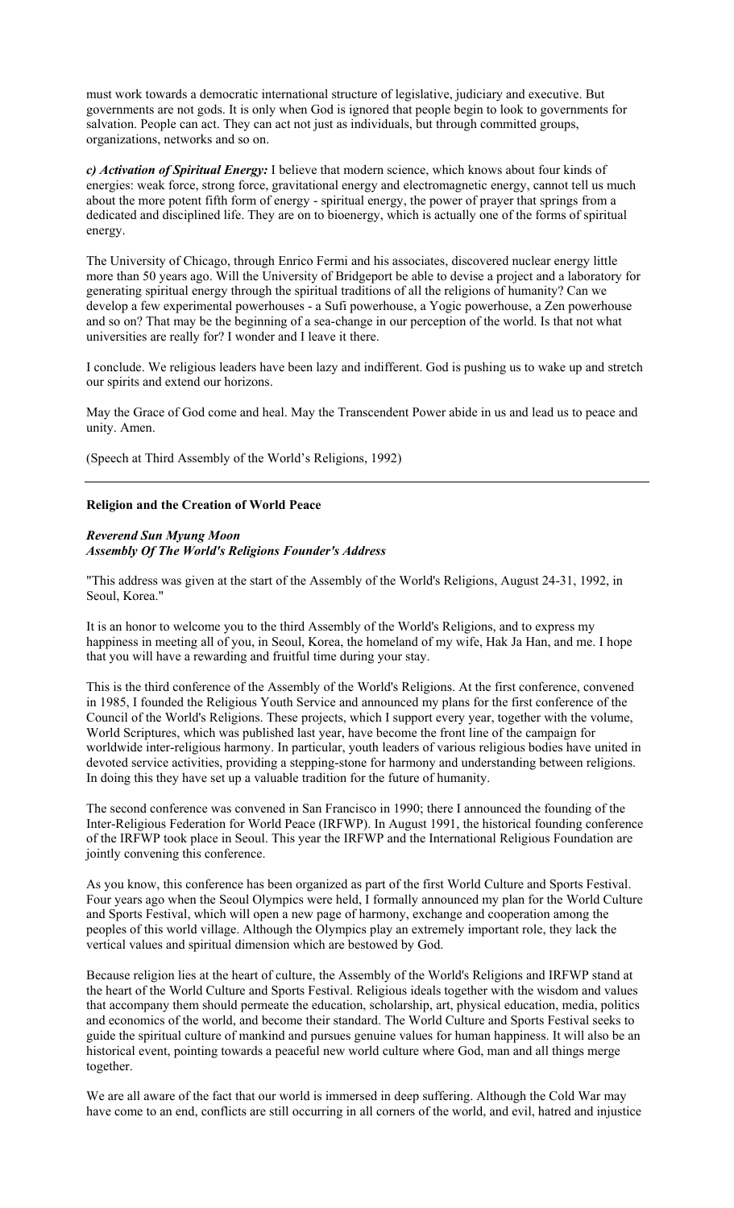must work towards a democratic international structure of legislative, judiciary and executive. But governments are not gods. It is only when God is ignored that people begin to look to governments for salvation. People can act. They can act not just as individuals, but through committed groups, organizations, networks and so on.

***c) Activation of Spiritual Energy:*** I believe that modern science, which knows about four kinds of energies: weak force, strong force, gravitational energy and electromagnetic energy, cannot tell us much about the more potent fifth form of energy - spiritual energy, the power of prayer that springs from a dedicated and disciplined life. They are on to bioenergy, which is actually one of the forms of spiritual energy.

The University of Chicago, through Enrico Fermi and his associates, discovered nuclear energy little more than 50 years ago. Will the University of Bridgeport be able to devise a project and a laboratory for generating spiritual energy through the spiritual traditions of all the religions of humanity? Can we develop a few experimental powerhouses - a Sufi powerhouse, a Yogic powerhouse, a Zen powerhouse and so on? That may be the beginning of a sea-change in our perception of the world. Is that not what universities are really for? I wonder and I leave it there.

I conclude. We religious leaders have been lazy and indifferent. God is pushing us to wake up and stretch our spirits and extend our horizons.

May the Grace of God come and heal. May the Transcendent Power abide in us and lead us to peace and unity. Amen.

(Speech at Third Assembly of the World's Religions, 1992)

---

**Religion and the Creation of World Peace**

***Reverend Sun Myung Moon***
***Assembly Of The World's Religions Founder's Address***

"This address was given at the start of the Assembly of the World's Religions, August 24-31, 1992, in Seoul, Korea."

It is an honor to welcome you to the third Assembly of the World's Religions, and to express my happiness in meeting all of you, in Seoul, Korea, the homeland of my wife, Hak Ja Han, and me. I hope that you will have a rewarding and fruitful time during your stay.

This is the third conference of the Assembly of the World's Religions. At the first conference, convened in 1985, I founded the Religious Youth Service and announced my plans for the first conference of the Council of the World's Religions. These projects, which I support every year, together with the volume, World Scriptures, which was published last year, have become the front line of the campaign for worldwide inter-religious harmony. In particular, youth leaders of various religious bodies have united in devoted service activities, providing a stepping-stone for harmony and understanding between religions. In doing this they have set up a valuable tradition for the future of humanity.

The second conference was convened in San Francisco in 1990; there I announced the founding of the Inter-Religious Federation for World Peace (IRFWP). In August 1991, the historical founding conference of the IRFWP took place in Seoul. This year the IRFWP and the International Religious Foundation are jointly convening this conference.

As you know, this conference has been organized as part of the first World Culture and Sports Festival. Four years ago when the Seoul Olympics were held, I formally announced my plan for the World Culture and Sports Festival, which will open a new page of harmony, exchange and cooperation among the peoples of this world village. Although the Olympics play an extremely important role, they lack the vertical values and spiritual dimension which are bestowed by God.

Because religion lies at the heart of culture, the Assembly of the World's Religions and IRFWP stand at the heart of the World Culture and Sports Festival. Religious ideals together with the wisdom and values that accompany them should permeate the education, scholarship, art, physical education, media, politics and economics of the world, and become their standard. The World Culture and Sports Festival seeks to guide the spiritual culture of mankind and pursues genuine values for human happiness. It will also be an historical event, pointing towards a peaceful new world culture where God, man and all things merge together.

We are all aware of the fact that our world is immersed in deep suffering. Although the Cold War may have come to an end, conflicts are still occurring in all corners of the world, and evil, hatred and injustice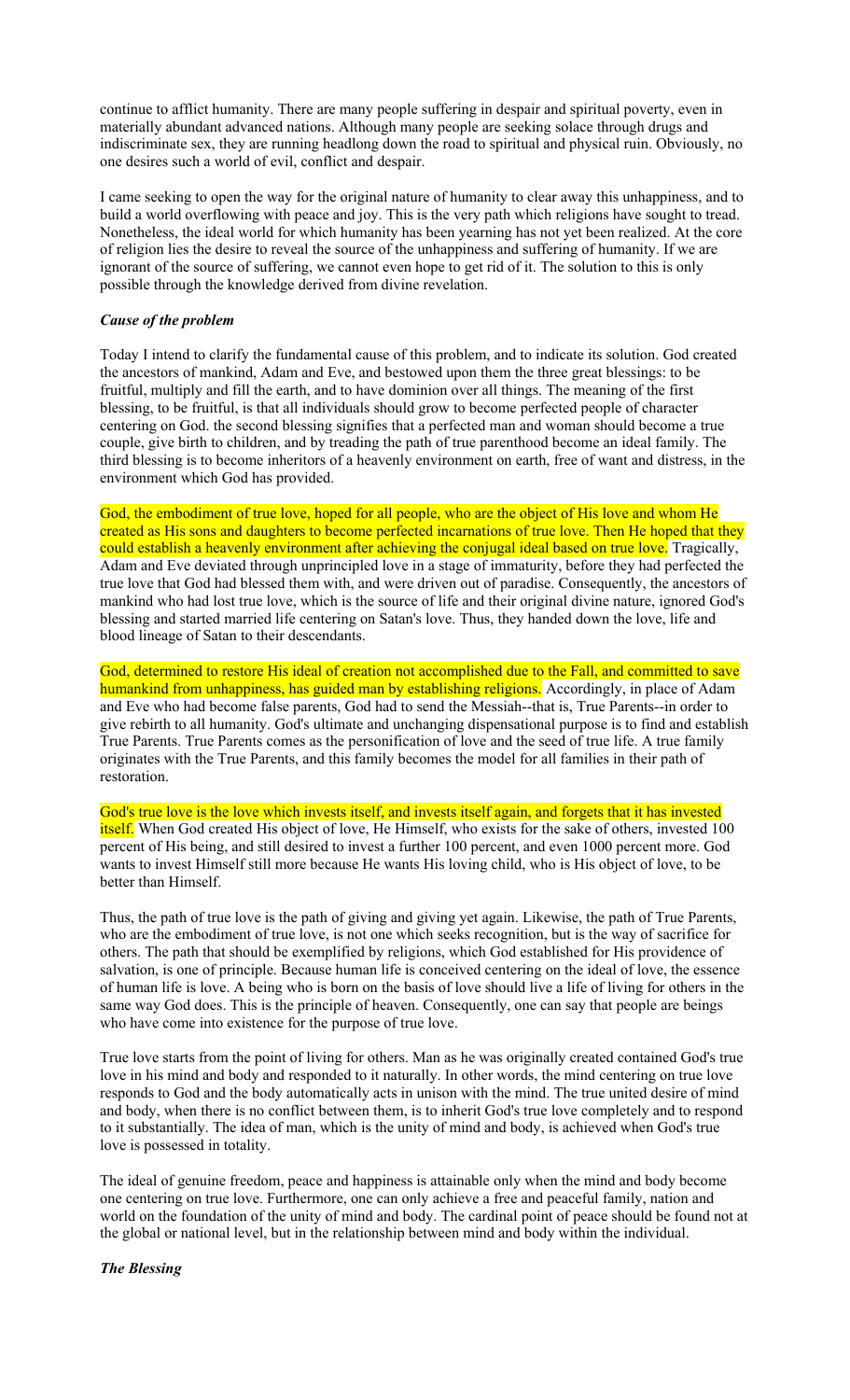continue to afflict humanity. There are many people suffering in despair and spiritual poverty, even in materially abundant advanced nations. Although many people are seeking solace through drugs and indiscriminate sex, they are running headlong down the road to spiritual and physical ruin. Obviously, no one desires such a world of evil, conflict and despair.

I came seeking to open the way for the original nature of humanity to clear away this unhappiness, and to build a world overflowing with peace and joy. This is the very path which religions have sought to tread. Nonetheless, the ideal world for which humanity has been yearning has not yet been realized. At the core of religion lies the desire to reveal the source of the unhappiness and suffering of humanity. If we are ignorant of the source of suffering, we cannot even hope to get rid of it. The solution to this is only possible through the knowledge derived from divine revelation.

### *Cause of the problem*

Today I intend to clarify the fundamental cause of this problem, and to indicate its solution. God created the ancestors of mankind, Adam and Eve, and bestowed upon them the three great blessings: to be fruitful, multiply and fill the earth, and to have dominion over all things. The meaning of the first blessing, to be fruitful, is that all individuals should grow to become perfected people of character centering on God. the second blessing signifies that a perfected man and woman should become a true couple, give birth to children, and by treading the path of true parenthood become an ideal family. The third blessing is to become inheritors of a heavenly environment on earth, free of want and distress, in the environment which God has provided.

God, the embodiment of true love, hoped for all people, who are the object of His love and whom He created as His sons and daughters to become perfected incarnations of true love. Then He hoped that they could establish a heavenly environment after achieving the conjugal ideal based on true love. Tragically, Adam and Eve deviated through unprincipled love in a stage of immaturity, before they had perfected the true love that God had blessed them with, and were driven out of paradise. Consequently, the ancestors of mankind who had lost true love, which is the source of life and their original divine nature, ignored God's blessing and started married life centering on Satan's love. Thus, they handed down the love, life and blood lineage of Satan to their descendants.

God, determined to restore His ideal of creation not accomplished due to the Fall, and committed to save humankind from unhappiness, has guided man by establishing religions. Accordingly, in place of Adam and Eve who had become false parents, God had to send the Messiah--that is, True Parents--in order to give rebirth to all humanity. God's ultimate and unchanging dispensational purpose is to find and establish True Parents. True Parents comes as the personification of love and the seed of true life. A true family originates with the True Parents, and this family becomes the model for all families in their path of restoration.

God's true love is the love which invests itself, and invests itself again, and forgets that it has invested itself. When God created His object of love, He Himself, who exists for the sake of others, invested 100 percent of His being, and still desired to invest a further 100 percent, and even 1000 percent more. God wants to invest Himself still more because He wants His loving child, who is His object of love, to be better than Himself.

Thus, the path of true love is the path of giving and giving yet again. Likewise, the path of True Parents, who are the embodiment of true love, is not one which seeks recognition, but is the way of sacrifice for others. The path that should be exemplified by religions, which God established for His providence of salvation, is one of principle. Because human life is conceived centering on the ideal of love, the essence of human life is love. A being who is born on the basis of love should live a life of living for others in the same way God does. This is the principle of heaven. Consequently, one can say that people are beings who have come into existence for the purpose of true love.

True love starts from the point of living for others. Man as he was originally created contained God's true love in his mind and body and responded to it naturally. In other words, the mind centering on true love responds to God and the body automatically acts in unison with the mind. The true united desire of mind and body, when there is no conflict between them, is to inherit God's true love completely and to respond to it substantially. The idea of man, which is the unity of mind and body, is achieved when God's true love is possessed in totality.

The ideal of genuine freedom, peace and happiness is attainable only when the mind and body become one centering on true love. Furthermore, one can only achieve a free and peaceful family, nation and world on the foundation of the unity of mind and body. The cardinal point of peace should be found not at the global or national level, but in the relationship between mind and body within the individual.

### *The Blessing*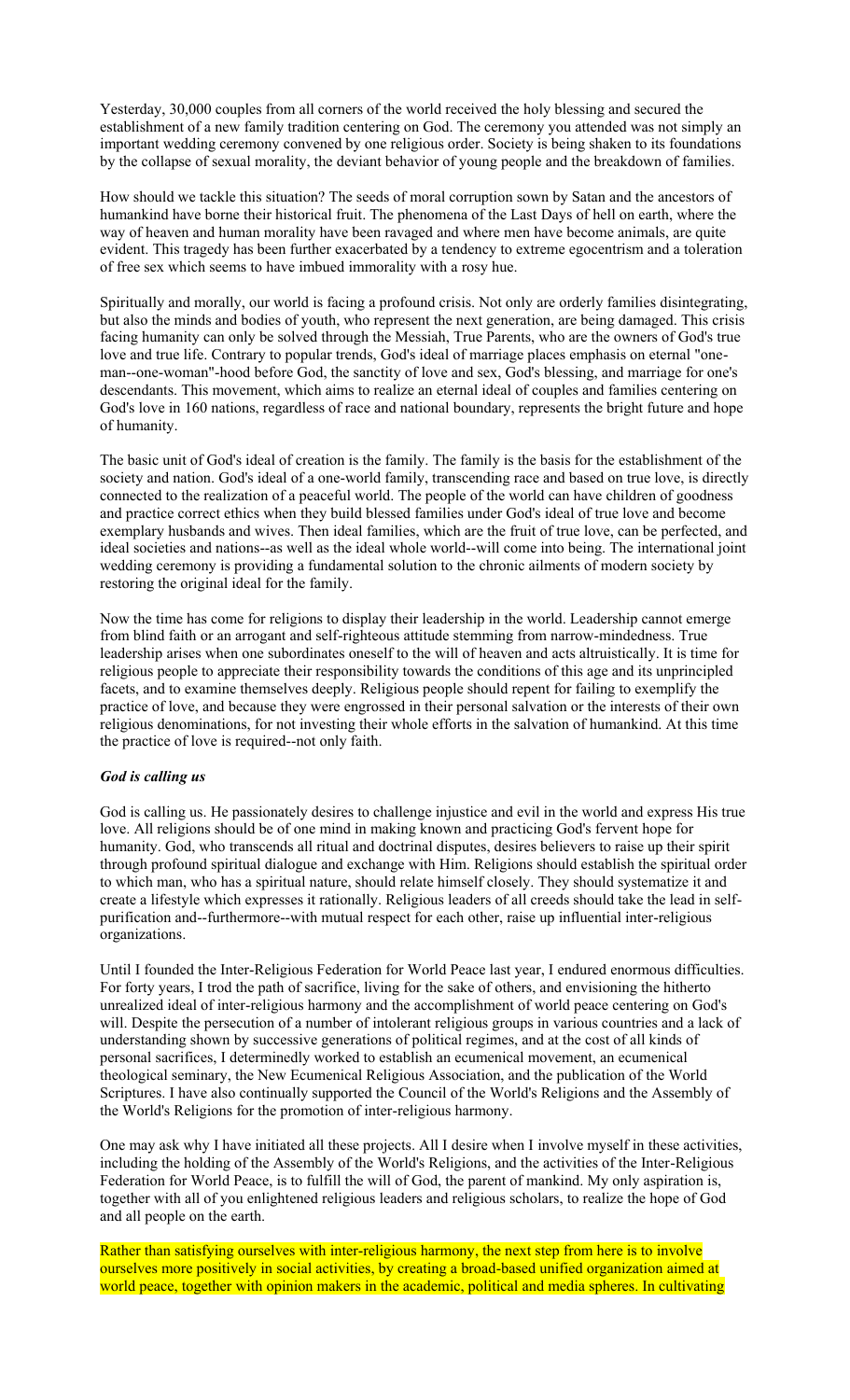Yesterday, 30,000 couples from all corners of the world received the holy blessing and secured the establishment of a new family tradition centering on God. The ceremony you attended was not simply an important wedding ceremony convened by one religious order. Society is being shaken to its foundations by the collapse of sexual morality, the deviant behavior of young people and the breakdown of families.

How should we tackle this situation? The seeds of moral corruption sown by Satan and the ancestors of humankind have borne their historical fruit. The phenomena of the Last Days of hell on earth, where the way of heaven and human morality have been ravaged and where men have become animals, are quite evident. This tragedy has been further exacerbated by a tendency to extreme egocentrism and a toleration of free sex which seems to have imbued immorality with a rosy hue.

Spiritually and morally, our world is facing a profound crisis. Not only are orderly families disintegrating, but also the minds and bodies of youth, who represent the next generation, are being damaged. This crisis facing humanity can only be solved through the Messiah, True Parents, who are the owners of God's true love and true life. Contrary to popular trends, God's ideal of marriage places emphasis on eternal "one-man--one-woman"-hood before God, the sanctity of love and sex, God's blessing, and marriage for one's descendants. This movement, which aims to realize an eternal ideal of couples and families centering on God's love in 160 nations, regardless of race and national boundary, represents the bright future and hope of humanity.

The basic unit of God's ideal of creation is the family. The family is the basis for the establishment of the society and nation. God's ideal of a one-world family, transcending race and based on true love, is directly connected to the realization of a peaceful world. The people of the world can have children of goodness and practice correct ethics when they build blessed families under God's ideal of true love and become exemplary husbands and wives. Then ideal families, which are the fruit of true love, can be perfected, and ideal societies and nations--as well as the ideal whole world--will come into being. The international joint wedding ceremony is providing a fundamental solution to the chronic ailments of modern society by restoring the original ideal for the family.

Now the time has come for religions to display their leadership in the world. Leadership cannot emerge from blind faith or an arrogant and self-righteous attitude stemming from narrow-mindedness. True leadership arises when one subordinates oneself to the will of heaven and acts altruistically. It is time for religious people to appreciate their responsibility towards the conditions of this age and its unprincipled facets, and to examine themselves deeply. Religious people should repent for failing to exemplify the practice of love, and because they were engrossed in their personal salvation or the interests of their own religious denominations, for not investing their whole efforts in the salvation of humankind. At this time the practice of love is required--not only faith.

***God is calling us***

God is calling us. He passionately desires to challenge injustice and evil in the world and express His true love. All religions should be of one mind in making known and practicing God's fervent hope for humanity. God, who transcends all ritual and doctrinal disputes, desires believers to raise up their spirit through profound spiritual dialogue and exchange with Him. Religions should establish the spiritual order to which man, who has a spiritual nature, should relate himself closely. They should systematize it and create a lifestyle which expresses it rationally. Religious leaders of all creeds should take the lead in self-purification and--furthermore--with mutual respect for each other, raise up influential inter-religious organizations.

Until I founded the Inter-Religious Federation for World Peace last year, I endured enormous difficulties. For forty years, I trod the path of sacrifice, living for the sake of others, and envisioning the hitherto unrealized ideal of inter-religious harmony and the accomplishment of world peace centering on God's will. Despite the persecution of a number of intolerant religious groups in various countries and a lack of understanding shown by successive generations of political regimes, and at the cost of all kinds of personal sacrifices, I determinedly worked to establish an ecumenical movement, an ecumenical theological seminary, the New Ecumenical Religious Association, and the publication of the World Scriptures. I have also continually supported the Council of the World's Religions and the Assembly of the World's Religions for the promotion of inter-religious harmony.

One may ask why I have initiated all these projects. All I desire when I involve myself in these activities, including the holding of the Assembly of the World's Religions, and the activities of the Inter-Religious Federation for World Peace, is to fulfill the will of God, the parent of mankind. My only aspiration is, together with all of you enlightened religious leaders and religious scholars, to realize the hope of God and all people on the earth.

Rather than satisfying ourselves with inter-religious harmony, the next step from here is to involve ourselves more positively in social activities, by creating a broad-based unified organization aimed at world peace, together with opinion makers in the academic, political and media spheres. In cultivating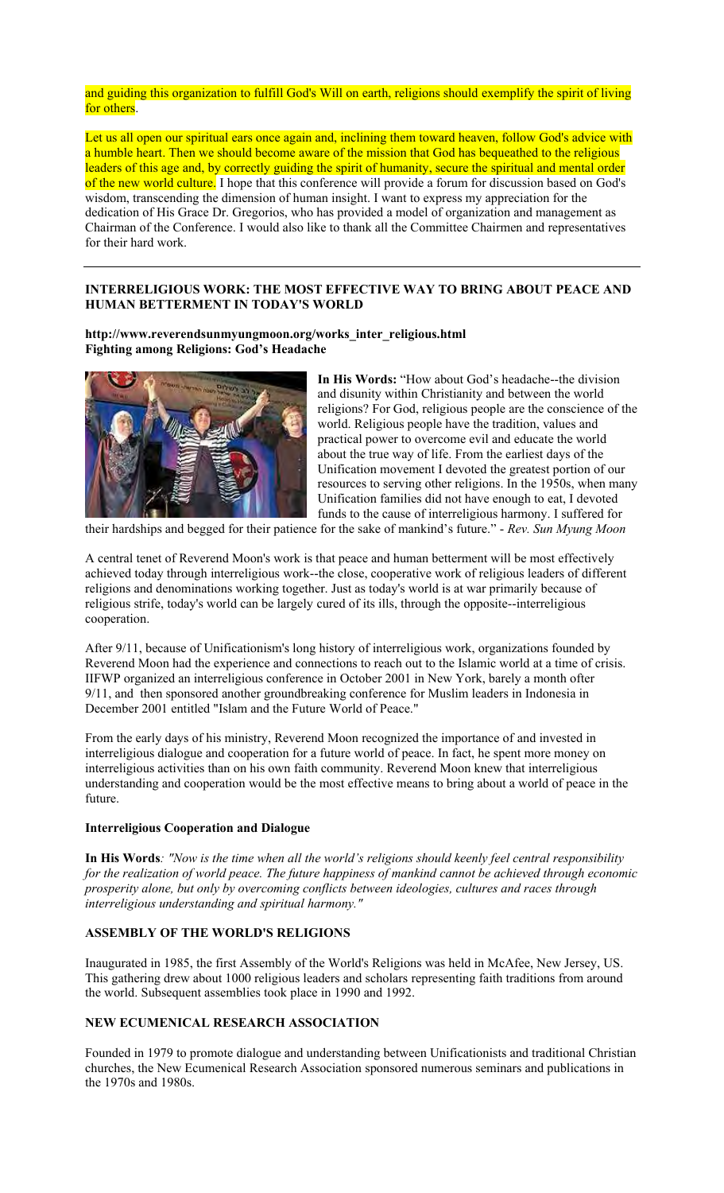and guiding this organization to fulfill God's Will on earth, religions should exemplify the spirit of living for others.

Let us all open our spiritual ears once again and, inclining them toward heaven, follow God's advice with a humble heart. Then we should become aware of the mission that God has bequeathed to the religious leaders of this age and, by correctly guiding the spirit of humanity, secure the spiritual and mental order of the new world culture. I hope that this conference will provide a forum for discussion based on God's wisdom, transcending the dimension of human insight. I want to express my appreciation for the dedication of His Grace Dr. Gregorios, who has provided a model of organization and management as Chairman of the Conference. I would also like to thank all the Committee Chairmen and representatives for their hard work.

---

## INTERRELIGIOUS WORK: THE MOST EFFECTIVE WAY TO BRING ABOUT PEACE AND HUMAN BETTERMENT IN TODAY'S WORLD

**http://www.reverendsunmyungmoon.org/works_inter_religious.html**
**Fighting among Religions: God's Headache**

**In His Words:** "How about God's headache--the division and disunity within Christianity and between the world religions? For God, religious people are the conscience of the world. Religious people have the tradition, values and practical power to overcome evil and educate the world about the true way of life. From the earliest days of the Unification movement I devoted the greatest portion of our resources to serving other religions. In the 1950s, when many Unification families did not have enough to eat, I devoted funds to the cause of interreligious harmony. I suffered for their hardships and begged for their patience for the sake of mankind's future." - *Rev. Sun Myung Moon*

A central tenet of Reverend Moon's work is that peace and human betterment will be most effectively achieved today through interreligious work--the close, cooperative work of religious leaders of different religions and denominations working together. Just as today's world is at war primarily because of religious strife, today's world can be largely cured of its ills, through the opposite--interreligious cooperation.

After 9/11, because of Unificationism's long history of interreligious work, organizations founded by Reverend Moon had the experience and connections to reach out to the Islamic world at a time of crisis. IIFWP organized an interreligious conference in October 2001 in New York, barely a month ofter 9/11, and then sponsored another groundbreaking conference for Muslim leaders in Indonesia in December 2001 entitled "Islam and the Future World of Peace."

From the early days of his ministry, Reverend Moon recognized the importance of and invested in interreligious dialogue and cooperation for a future world of peace. In fact, he spent more money on interreligious activities than on his own faith community. Reverend Moon knew that interreligious understanding and cooperation would be the most effective means to bring about a world of peace in the future.

### Interreligious Cooperation and Dialogue

**In His Words**: *"Now is the time when all the world's religions should keenly feel central responsibility for the realization of world peace. The future happiness of mankind cannot be achieved through economic prosperity alone, but only by overcoming conflicts between ideologies, cultures and races through interreligious understanding and spiritual harmony."*

### ASSEMBLY OF THE WORLD'S RELIGIONS

Inaugurated in 1985, the first Assembly of the World's Religions was held in McAfee, New Jersey, US. This gathering drew about 1000 religious leaders and scholars representing faith traditions from around the world. Subsequent assemblies took place in 1990 and 1992.

### NEW ECUMENICAL RESEARCH ASSOCIATION

Founded in 1979 to promote dialogue and understanding between Unificationists and traditional Christian churches, the New Ecumenical Research Association sponsored numerous seminars and publications in the 1970s and 1980s.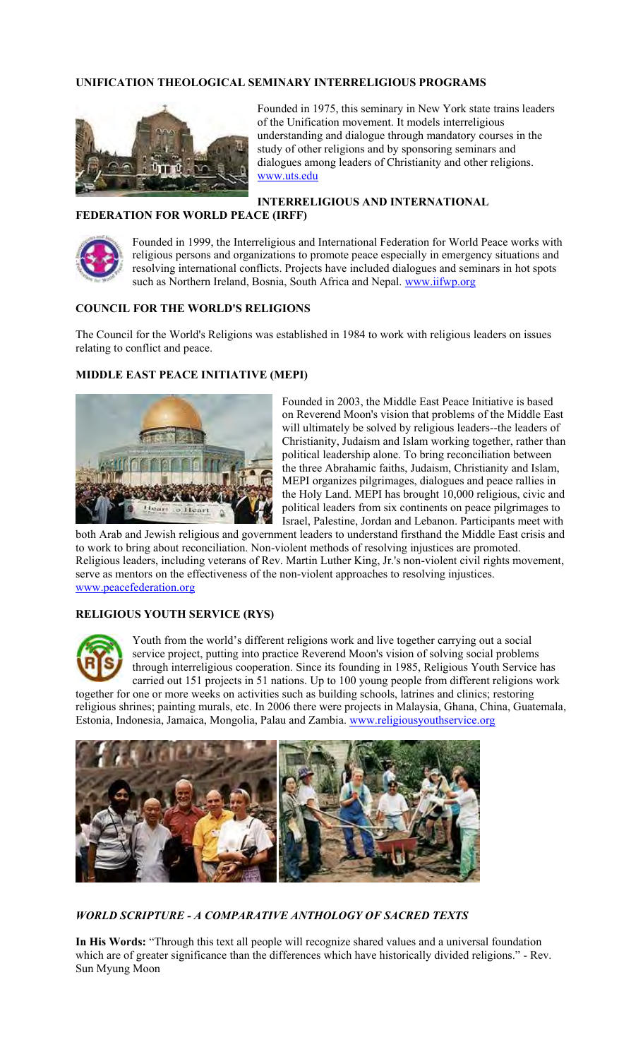## UNIFICATION THEOLOGICAL SEMINARY INTERRELIGIOUS PROGRAMS

Founded in 1975, this seminary in New York state trains leaders of the Unification movement. It models interreligious understanding and dialogue through mandatory courses in the study of other religions and by sponsoring seminars and dialogues among leaders of Christianity and other religions. www.uts.edu

## INTERRELIGIOUS AND INTERNATIONAL FEDERATION FOR WORLD PEACE (IRFF)

Founded in 1999, the Interreligious and International Federation for World Peace works with religious persons and organizations to promote peace especially in emergency situations and resolving international conflicts. Projects have included dialogues and seminars in hot spots such as Northern Ireland, Bosnia, South Africa and Nepal. www.iifwp.org

## COUNCIL FOR THE WORLD'S RELIGIONS

The Council for the World's Religions was established in 1984 to work with religious leaders on issues relating to conflict and peace.

## MIDDLE EAST PEACE INITIATIVE (MEPI)

Founded in 2003, the Middle East Peace Initiative is based on Reverend Moon's vision that problems of the Middle East will ultimately be solved by religious leaders--the leaders of Christianity, Judaism and Islam working together, rather than political leadership alone. To bring reconciliation between the three Abrahamic faiths, Judaism, Christianity and Islam, MEPI organizes pilgrimages, dialogues and peace rallies in the Holy Land. MEPI has brought 10,000 religious, civic and political leaders from six continents on peace pilgrimages to Israel, Palestine, Jordan and Lebanon. Participants meet with both Arab and Jewish religious and government leaders to understand firsthand the Middle East crisis and to work to bring about reconciliation. Non-violent methods of resolving injustices are promoted. Religious leaders, including veterans of Rev. Martin Luther King, Jr.'s non-violent civil rights movement, serve as mentors on the effectiveness of the non-violent approaches to resolving injustices. www.peacefederation.org

## RELIGIOUS YOUTH SERVICE (RYS)

Youth from the world's different religions work and live together carrying out a social service project, putting into practice Reverend Moon's vision of solving social problems through interreligious cooperation. Since its founding in 1985, Religious Youth Service has carried out 151 projects in 51 nations. Up to 100 young people from different religions work together for one or more weeks on activities such as building schools, latrines and clinics; restoring religious shrines; painting murals, etc. In 2006 there were projects in Malaysia, Ghana, China, Guatemala, Estonia, Indonesia, Jamaica, Mongolia, Palau and Zambia. www.religiousyouthservice.org

## *WORLD SCRIPTURE - A COMPARATIVE ANTHOLOGY OF SACRED TEXTS*

**In His Words:** "Through this text all people will recognize shared values and a universal foundation which are of greater significance than the differences which have historically divided religions." - Rev. Sun Myung Moon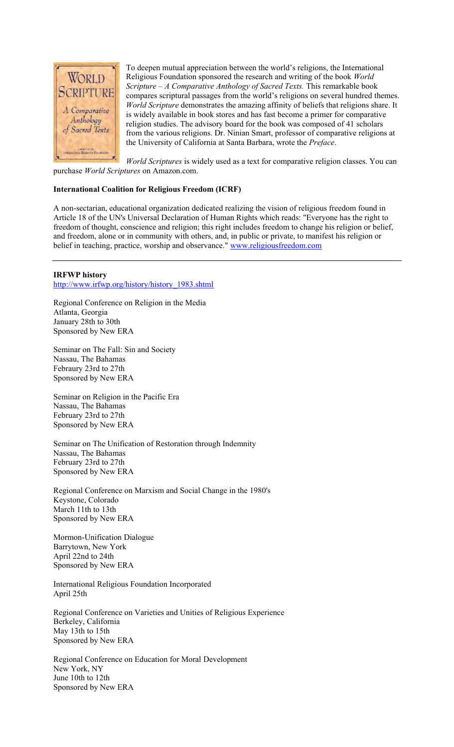To deepen mutual appreciation between the world's religions, the International Religious Foundation sponsored the research and writing of the book *World Scripture – A Comparative Anthology of Sacred Texts.* This remarkable book compares scriptural passages from the world's religions on several hundred themes. *World Scripture* demonstrates the amazing affinity of beliefs that religions share. It is widely available in book stores and has fast become a primer for comparative religion studies. The advisory board for the book was composed of 41 scholars from the various religions. Dr. Ninian Smart, professor of comparative religions at the University of California at Santa Barbara, wrote the *Preface*.

*World Scriptures* is widely used as a text for comparative religion classes. You can purchase *World Scriptures* on Amazon.com.

**International Coalition for Religious Freedom (ICRF)**

A non-sectarian, educational organization dedicated realizing the vision of religious freedom found in Article 18 of the UN's Universal Declaration of Human Rights which reads: "Everyone has the right to freedom of thought, conscience and religion; this right includes freedom to change his religion or belief, and freedom, alone or in community with others, and, in public or private, to manifest his religion or belief in teaching, practice, worship and observance." www.religiousfreedom.com

---

**IRFWP history**
http://www.irfwp.org/history/history_1983.shtml

Regional Conference on Religion in the Media
Atlanta, Georgia
January 28th to 30th
Sponsored by New ERA

Seminar on The Fall: Sin and Society
Nassau, The Bahamas
Febraury 23rd to 27th
Sponsored by New ERA

Seminar on Religion in the Pacific Era
Nassau, The Bahamas
February 23rd to 27th
Sponsored by New ERA

Seminar on The Unification of Restoration through Indemnity
Nassau, The Bahamas
February 23rd to 27th
Sponsored by New ERA

Regional Conference on Marxism and Social Change in the 1980's
Keystone, Colorado
March 11th to 13th
Sponsored by New ERA

Mormon-Unification Dialogue
Barrytown, New York
April 22nd to 24th
Sponsored by New ERA

International Religious Foundation Incorporated
April 25th

Regional Conference on Varieties and Unities of Religious Experience
Berkeley, California
May 13th to 15th
Sponsored by New ERA

Regional Conference on Education for Moral Development
New York, NY
June 10th to 12th
Sponsored by New ERA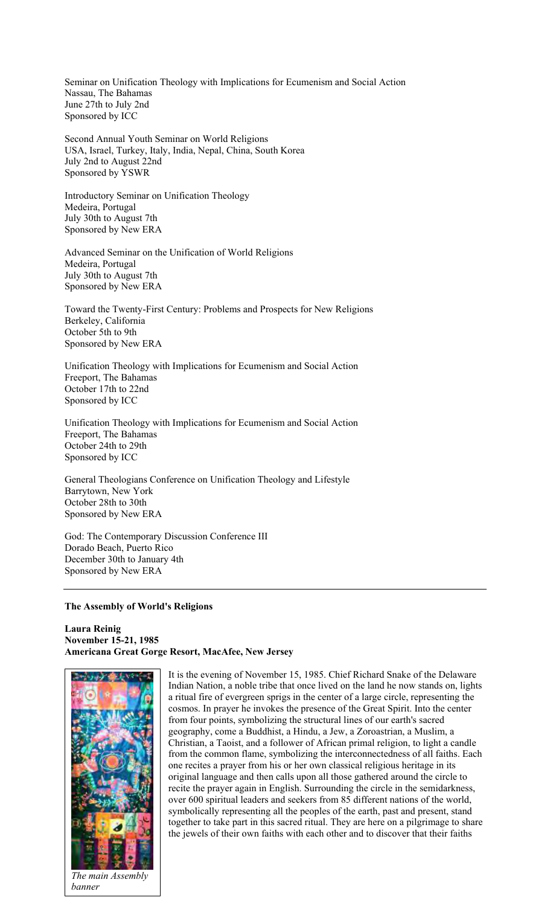Seminar on Unification Theology with Implications for Ecumenism and Social Action
Nassau, The Bahamas
June 27th to July 2nd
Sponsored by ICC

Second Annual Youth Seminar on World Religions
USA, Israel, Turkey, Italy, India, Nepal, China, South Korea
July 2nd to August 22nd
Sponsored by YSWR

Introductory Seminar on Unification Theology
Medeira, Portugal
July 30th to August 7th
Sponsored by New ERA

Advanced Seminar on the Unification of World Religions
Medeira, Portugal
July 30th to August 7th
Sponsored by New ERA

Toward the Twenty-First Century: Problems and Prospects for New Religions
Berkeley, California
October 5th to 9th
Sponsored by New ERA

Unification Theology with Implications for Ecumenism and Social Action
Freeport, The Bahamas
October 17th to 22nd
Sponsored by ICC

Unification Theology with Implications for Ecumenism and Social Action
Freeport, The Bahamas
October 24th to 29th
Sponsored by ICC

General Theologians Conference on Unification Theology and Lifestyle
Barrytown, New York
October 28th to 30th
Sponsored by New ERA

God: The Contemporary Discussion Conference III
Dorado Beach, Puerto Rico
December 30th to January 4th
Sponsored by New ERA

---

**The Assembly of World's Religions**

**Laura Reinig**
**November 15-21, 1985**
**Americana Great Gorge Resort, MacAfee, New Jersey**

*The main Assembly banner*

It is the evening of November 15, 1985. Chief Richard Snake of the Delaware Indian Nation, a noble tribe that once lived on the land he now stands on, lights a ritual fire of evergreen sprigs in the center of a large circle, representing the cosmos. In prayer he invokes the presence of the Great Spirit. Into the center from four points, symbolizing the structural lines of our earth's sacred geography, come a Buddhist, a Hindu, a Jew, a Zoroastrian, a Muslim, a Christian, a Taoist, and a follower of African primal religion, to light a candle from the common flame, symbolizing the interconnectedness of all faiths. Each one recites a prayer from his or her own classical religious heritage in its original language and then calls upon all those gathered around the circle to recite the prayer again in English. Surrounding the circle in the semidarkness, over 600 spiritual leaders and seekers from 85 different nations of the world, symbolically representing all the peoples of the earth, past and present, stand together to take part in this sacred ritual. They are here on a pilgrimage to share the jewels of their own faiths with each other and to discover that their faiths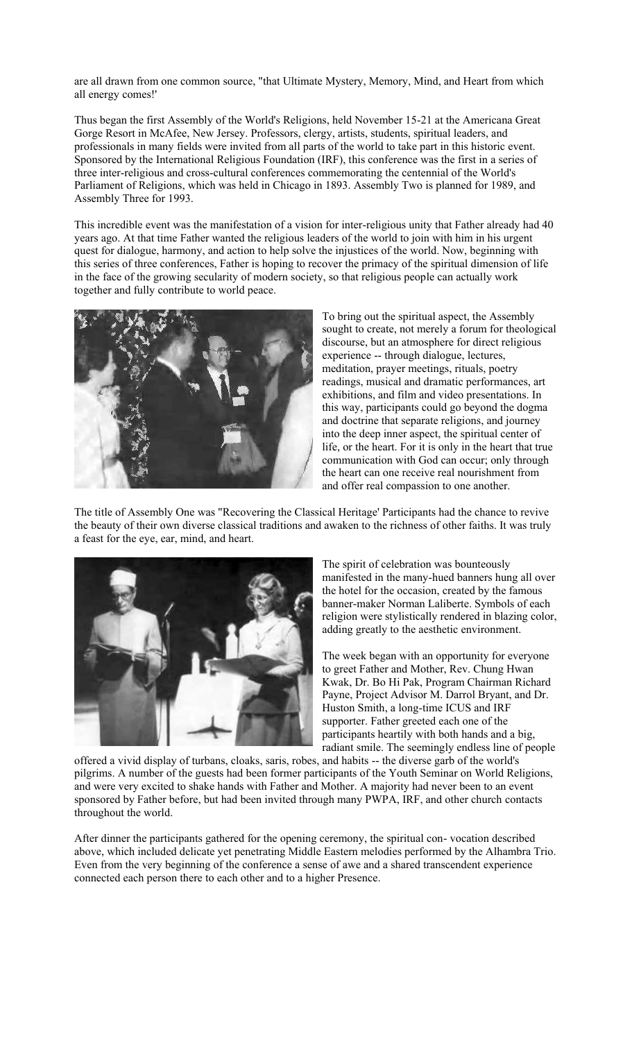are all drawn from one common source, "that Ultimate Mystery, Memory, Mind, and Heart from which all energy comes!'

Thus began the first Assembly of the World's Religions, held November 15-21 at the Americana Great Gorge Resort in McAfee, New Jersey. Professors, clergy, artists, students, spiritual leaders, and professionals in many fields were invited from all parts of the world to take part in this historic event. Sponsored by the International Religious Foundation (IRF), this conference was the first in a series of three inter-religious and cross-cultural conferences commemorating the centennial of the World's Parliament of Religions, which was held in Chicago in 1893. Assembly Two is planned for 1989, and Assembly Three for 1993.

This incredible event was the manifestation of a vision for inter-religious unity that Father already had 40 years ago. At that time Father wanted the religious leaders of the world to join with him in his urgent quest for dialogue, harmony, and action to help solve the injustices of the world. Now, beginning with this series of three conferences, Father is hoping to recover the primacy of the spiritual dimension of life in the face of the growing secularity of modern society, so that religious people can actually work together and fully contribute to world peace.

To bring out the spiritual aspect, the Assembly sought to create, not merely a forum for theological discourse, but an atmosphere for direct religious experience -- through dialogue, lectures, meditation, prayer meetings, rituals, poetry readings, musical and dramatic performances, art exhibitions, and film and video presentations. In this way, participants could go beyond the dogma and doctrine that separate religions, and journey into the deep inner aspect, the spiritual center of life, or the heart. For it is only in the heart that true communication with God can occur; only through the heart can one receive real nourishment from and offer real compassion to one another.

The title of Assembly One was "Recovering the Classical Heritage' Participants had the chance to revive the beauty of their own diverse classical traditions and awaken to the richness of other faiths. It was truly a feast for the eye, ear, mind, and heart.

The spirit of celebration was bounteously manifested in the many-hued banners hung all over the hotel for the occasion, created by the famous banner-maker Norman Laliberte. Symbols of each religion were stylistically rendered in blazing color, adding greatly to the aesthetic environment.

The week began with an opportunity for everyone to greet Father and Mother, Rev. Chung Hwan Kwak, Dr. Bo Hi Pak, Program Chairman Richard Payne, Project Advisor M. Darrol Bryant, and Dr. Huston Smith, a long-time ICUS and IRF supporter. Father greeted each one of the participants heartily with both hands and a big, radiant smile. The seemingly endless line of people offered a vivid display of turbans, cloaks, saris, robes, and habits -- the diverse garb of the world's pilgrims. A number of the guests had been former participants of the Youth Seminar on World Religions, and were very excited to shake hands with Father and Mother. A majority had never been to an event sponsored by Father before, but had been invited through many PWPA, IRF, and other church contacts throughout the world.

After dinner the participants gathered for the opening ceremony, the spiritual con- vocation described above, which included delicate yet penetrating Middle Eastern melodies performed by the Alhambra Trio. Even from the very beginning of the conference a sense of awe and a shared transcendent experience connected each person there to each other and to a higher Presence.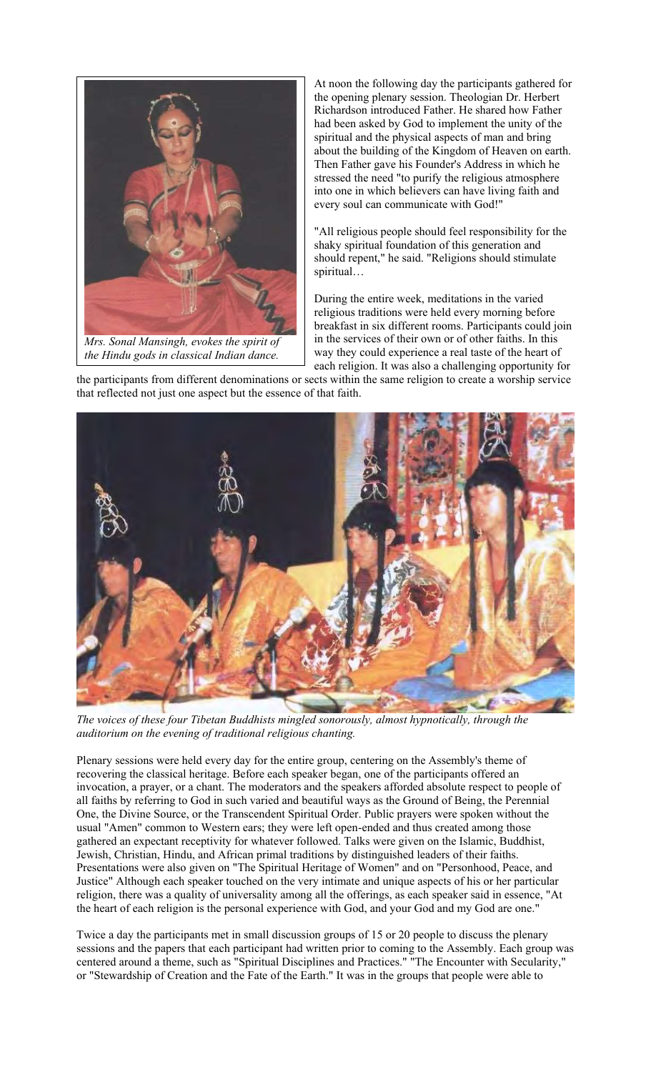*Mrs. Sonal Mansingh, evokes the spirit of the Hindu gods in classical Indian dance.*

At noon the following day the participants gathered for the opening plenary session. Theologian Dr. Herbert Richardson introduced Father. He shared how Father had been asked by God to implement the unity of the spiritual and the physical aspects of man and bring about the building of the Kingdom of Heaven on earth. Then Father gave his Founder's Address in which he stressed the need "to purify the religious atmosphere into one in which believers can have living faith and every soul can communicate with God!"

"All religious people should feel responsibility for the shaky spiritual foundation of this generation and should repent," he said. "Religions should stimulate spiritual…

During the entire week, meditations in the varied religious traditions were held every morning before breakfast in six different rooms. Participants could join in the services of their own or of other faiths. In this way they could experience a real taste of the heart of each religion. It was also a challenging opportunity for the participants from different denominations or sects within the same religion to create a worship service that reflected not just one aspect but the essence of that faith.

*The voices of these four Tibetan Buddhists mingled sonorously, almost hypnotically, through the auditorium on the evening of traditional religious chanting.*

Plenary sessions were held every day for the entire group, centering on the Assembly's theme of recovering the classical heritage. Before each speaker began, one of the participants offered an invocation, a prayer, or a chant. The moderators and the speakers afforded absolute respect to people of all faiths by referring to God in such varied and beautiful ways as the Ground of Being, the Perennial One, the Divine Source, or the Transcendent Spiritual Order. Public prayers were spoken without the usual "Amen" common to Western ears; they were left open-ended and thus created among those gathered an expectant receptivity for whatever followed. Talks were given on the Islamic, Buddhist, Jewish, Christian, Hindu, and African primal traditions by distinguished leaders of their faiths. Presentations were also given on "The Spiritual Heritage of Women" and on "Personhood, Peace, and Justice" Although each speaker touched on the very intimate and unique aspects of his or her particular religion, there was a quality of universality among all the offerings, as each speaker said in essence, "At the heart of each religion is the personal experience with God, and your God and my God are one."

Twice a day the participants met in small discussion groups of 15 or 20 people to discuss the plenary sessions and the papers that each participant had written prior to coming to the Assembly. Each group was centered around a theme, such as "Spiritual Disciplines and Practices." "The Encounter with Secularity," or "Stewardship of Creation and the Fate of the Earth." It was in the groups that people were able to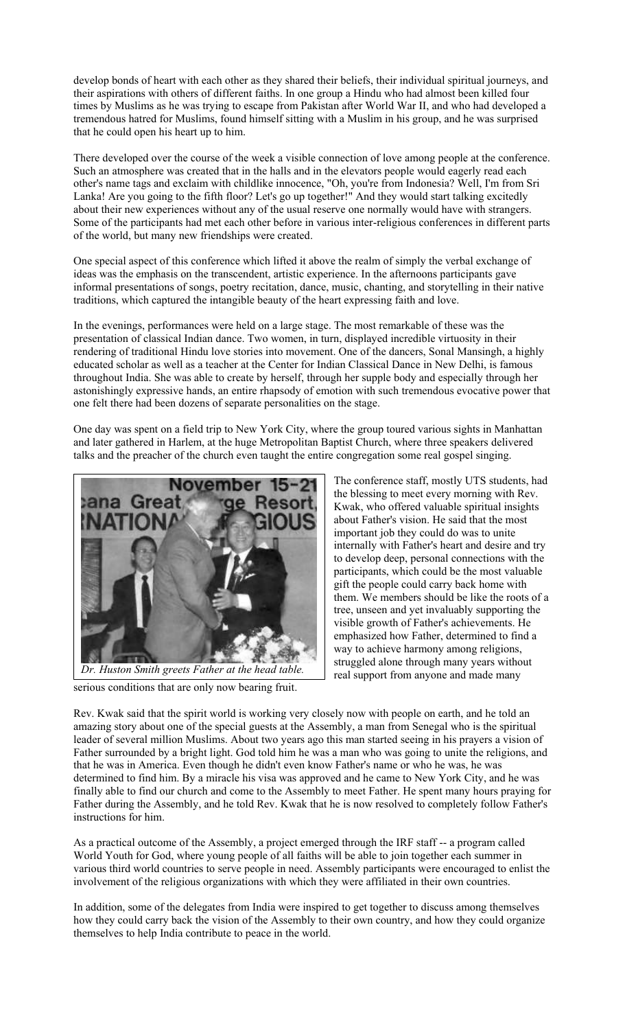develop bonds of heart with each other as they shared their beliefs, their individual spiritual journeys, and their aspirations with others of different faiths. In one group a Hindu who had almost been killed four times by Muslims as he was trying to escape from Pakistan after World War II, and who had developed a tremendous hatred for Muslims, found himself sitting with a Muslim in his group, and he was surprised that he could open his heart up to him.

There developed over the course of the week a visible connection of love among people at the conference. Such an atmosphere was created that in the halls and in the elevators people would eagerly read each other's name tags and exclaim with childlike innocence, "Oh, you're from Indonesia? Well, I'm from Sri Lanka! Are you going to the fifth floor? Let's go up together!" And they would start talking excitedly about their new experiences without any of the usual reserve one normally would have with strangers. Some of the participants had met each other before in various inter-religious conferences in different parts of the world, but many new friendships were created.

One special aspect of this conference which lifted it above the realm of simply the verbal exchange of ideas was the emphasis on the transcendent, artistic experience. In the afternoons participants gave informal presentations of songs, poetry recitation, dance, music, chanting, and storytelling in their native traditions, which captured the intangible beauty of the heart expressing faith and love.

In the evenings, performances were held on a large stage. The most remarkable of these was the presentation of classical Indian dance. Two women, in turn, displayed incredible virtuosity in their rendering of traditional Hindu love stories into movement. One of the dancers, Sonal Mansingh, a highly educated scholar as well as a teacher at the Center for Indian Classical Dance in New Delhi, is famous throughout India. She was able to create by herself, through her supple body and especially through her astonishingly expressive hands, an entire rhapsody of emotion with such tremendous evocative power that one felt there had been dozens of separate personalities on the stage.

One day was spent on a field trip to New York City, where the group toured various sights in Manhattan and later gathered in Harlem, at the huge Metropolitan Baptist Church, where three speakers delivered talks and the preacher of the church even taught the entire congregation some real gospel singing.

*Dr. Huston Smith greets Father at the head table.*

The conference staff, mostly UTS students, had the blessing to meet every morning with Rev. Kwak, who offered valuable spiritual insights about Father's vision. He said that the most important job they could do was to unite internally with Father's heart and desire and try to develop deep, personal connections with the participants, which could be the most valuable gift the people could carry back home with them. We members should be like the roots of a tree, unseen and yet invaluably supporting the visible growth of Father's achievements. He emphasized how Father, determined to find a way to achieve harmony among religions, struggled alone through many years without real support from anyone and made many serious conditions that are only now bearing fruit.

Rev. Kwak said that the spirit world is working very closely now with people on earth, and he told an amazing story about one of the special guests at the Assembly, a man from Senegal who is the spiritual leader of several million Muslims. About two years ago this man started seeing in his prayers a vision of Father surrounded by a bright light. God told him he was a man who was going to unite the religions, and that he was in America. Even though he didn't even know Father's name or who he was, he was determined to find him. By a miracle his visa was approved and he came to New York City, and he was finally able to find our church and come to the Assembly to meet Father. He spent many hours praying for Father during the Assembly, and he told Rev. Kwak that he is now resolved to completely follow Father's instructions for him.

As a practical outcome of the Assembly, a project emerged through the IRF staff -- a program called World Youth for God, where young people of all faiths will be able to join together each summer in various third world countries to serve people in need. Assembly participants were encouraged to enlist the involvement of the religious organizations with which they were affiliated in their own countries.

In addition, some of the delegates from India were inspired to get together to discuss among themselves how they could carry back the vision of the Assembly to their own country, and how they could organize themselves to help India contribute to peace in the world.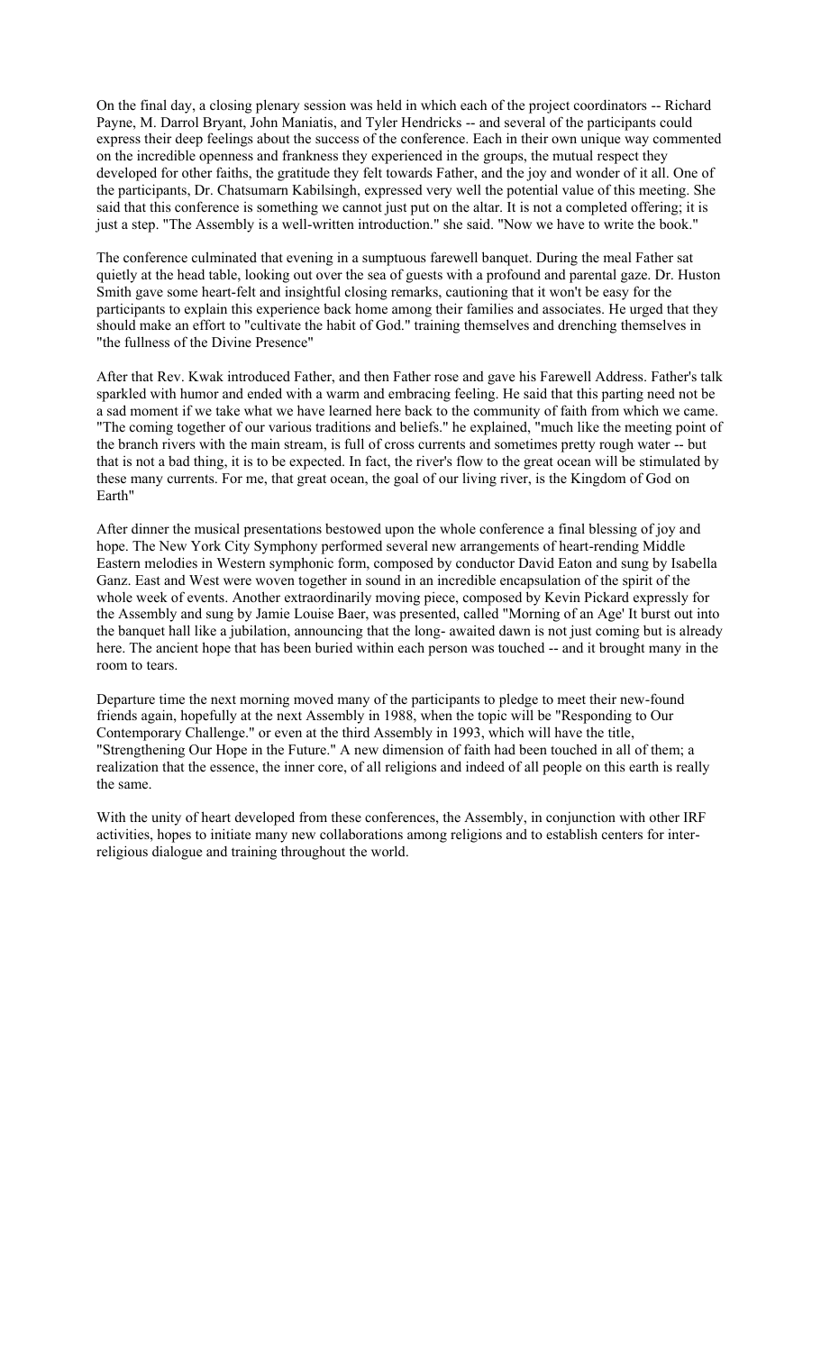On the final day, a closing plenary session was held in which each of the project coordinators -- Richard Payne, M. Darrol Bryant, John Maniatis, and Tyler Hendricks -- and several of the participants could express their deep feelings about the success of the conference. Each in their own unique way commented on the incredible openness and frankness they experienced in the groups, the mutual respect they developed for other faiths, the gratitude they felt towards Father, and the joy and wonder of it all. One of the participants, Dr. Chatsumarn Kabilsingh, expressed very well the potential value of this meeting. She said that this conference is something we cannot just put on the altar. It is not a completed offering; it is just a step. "The Assembly is a well-written introduction." she said. "Now we have to write the book."

The conference culminated that evening in a sumptuous farewell banquet. During the meal Father sat quietly at the head table, looking out over the sea of guests with a profound and parental gaze. Dr. Huston Smith gave some heart-felt and insightful closing remarks, cautioning that it won't be easy for the participants to explain this experience back home among their families and associates. He urged that they should make an effort to "cultivate the habit of God." training themselves and drenching themselves in "the fullness of the Divine Presence"

After that Rev. Kwak introduced Father, and then Father rose and gave his Farewell Address. Father's talk sparkled with humor and ended with a warm and embracing feeling. He said that this parting need not be a sad moment if we take what we have learned here back to the community of faith from which we came. "The coming together of our various traditions and beliefs." he explained, "much like the meeting point of the branch rivers with the main stream, is full of cross currents and sometimes pretty rough water -- but that is not a bad thing, it is to be expected. In fact, the river's flow to the great ocean will be stimulated by these many currents. For me, that great ocean, the goal of our living river, is the Kingdom of God on Earth"

After dinner the musical presentations bestowed upon the whole conference a final blessing of joy and hope. The New York City Symphony performed several new arrangements of heart-rending Middle Eastern melodies in Western symphonic form, composed by conductor David Eaton and sung by Isabella Ganz. East and West were woven together in sound in an incredible encapsulation of the spirit of the whole week of events. Another extraordinarily moving piece, composed by Kevin Pickard expressly for the Assembly and sung by Jamie Louise Baer, was presented, called "Morning of an Age' It burst out into the banquet hall like a jubilation, announcing that the long- awaited dawn is not just coming but is already here. The ancient hope that has been buried within each person was touched -- and it brought many in the room to tears.

Departure time the next morning moved many of the participants to pledge to meet their new-found friends again, hopefully at the next Assembly in 1988, when the topic will be "Responding to Our Contemporary Challenge." or even at the third Assembly in 1993, which will have the title, "Strengthening Our Hope in the Future." A new dimension of faith had been touched in all of them; a realization that the essence, the inner core, of all religions and indeed of all people on this earth is really the same.

With the unity of heart developed from these conferences, the Assembly, in conjunction with other IRF activities, hopes to initiate many new collaborations among religions and to establish centers for inter-religious dialogue and training throughout the world.